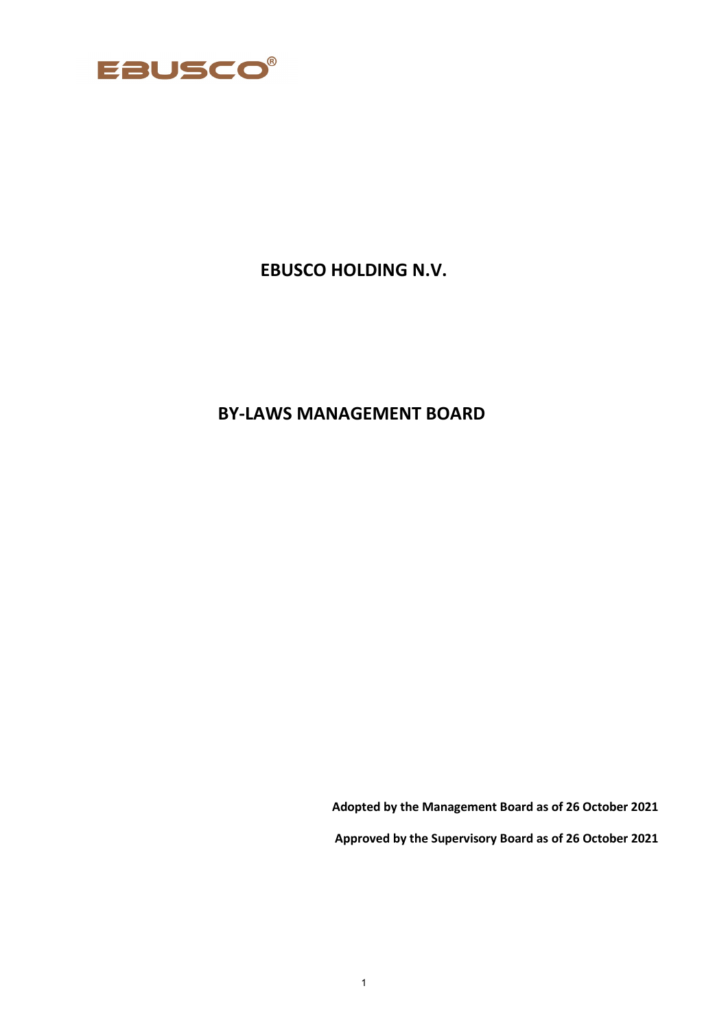EBUSCO®

# EBUSCO HOLDING N.V.

# BY-LAWS MANAGEMENT BOARD

**Adopted by the Management Board as of 26 October 2021**

**Approved by the Supervisory Board as of 26 October 2021**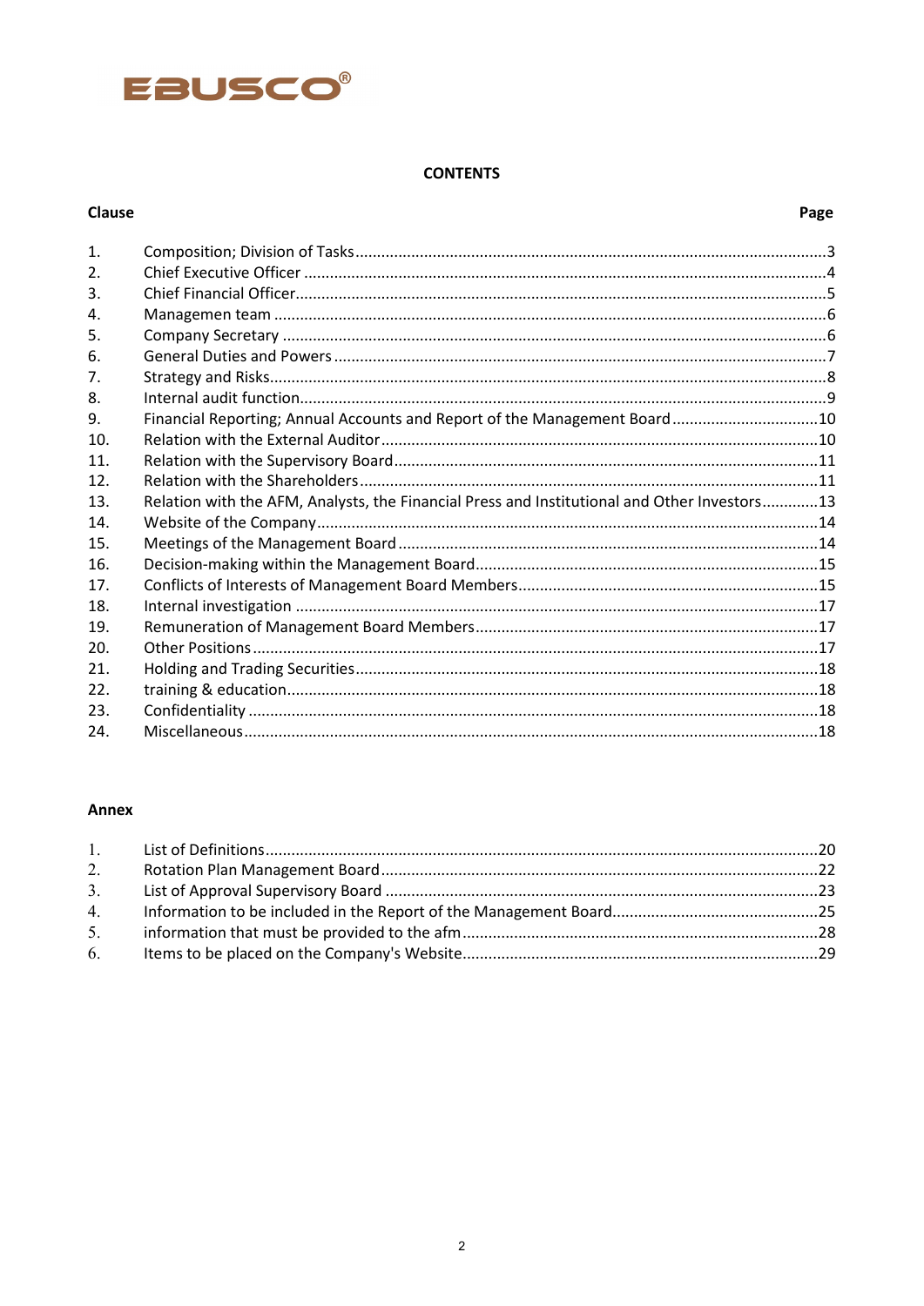EBUSCO®

# CONTENTS

| Clause | | Page |
|---|---|---|
| 1. | Composition; Division of Tasks | 3 |
| 2. | Chief Executive Officer | 4 |
| 3. | Chief Financial Officer | 5 |
| 4. | Managemen team | 6 |
| 5. | Company Secretary | 6 |
| 6. | General Duties and Powers | 7 |
| 7. | Strategy and Risks | 8 |
| 8. | Internal audit function | 9 |
| 9. | Financial Reporting; Annual Accounts and Report of the Management Board | 10 |
| 10. | Relation with the External Auditor | 10 |
| 11. | Relation with the Supervisory Board | 11 |
| 12. | Relation with the Shareholders | 11 |
| 13. | Relation with the AFM, Analysts, the Financial Press and Institutional and Other Investors | 13 |
| 14. | Website of the Company | 14 |
| 15. | Meetings of the Management Board | 14 |
| 16. | Decision-making within the Management Board | 15 |
| 17. | Conflicts of Interests of Management Board Members | 15 |
| 18. | Internal investigation | 17 |
| 19. | Remuneration of Management Board Members | 17 |
| 20. | Other Positions | 17 |
| 21. | Holding and Trading Securities | 18 |
| 22. | training & education | 18 |
| 23. | Confidentiality | 18 |
| 24. | Miscellaneous | 18 |

## Annex

| | | |
|---|---|---|
| 1. | List of Definitions | 20 |
| 2. | Rotation Plan Management Board | 22 |
| 3. | List of Approval Supervisory Board | 23 |
| 4. | Information to be included in the Report of the Management Board | 25 |
| 5. | information that must be provided to the afm | 28 |
| 6. | Items to be placed on the Company's Website | 29 |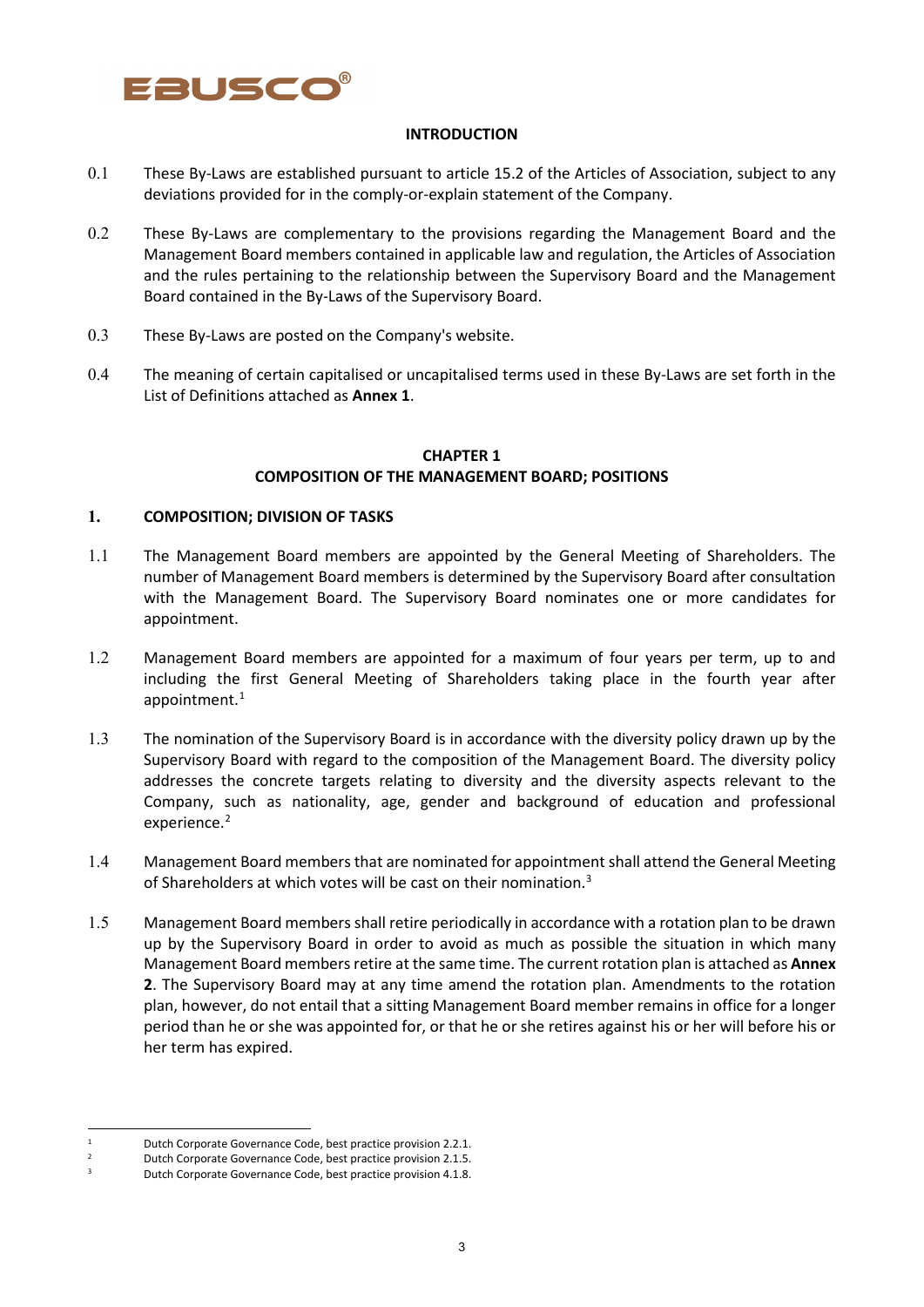## INTRODUCTION

0.1 These By-Laws are established pursuant to article 15.2 of the Articles of Association, subject to any deviations provided for in the comply-or-explain statement of the Company.

0.2 These By-Laws are complementary to the provisions regarding the Management Board and the Management Board members contained in applicable law and regulation, the Articles of Association and the rules pertaining to the relationship between the Supervisory Board and the Management Board contained in the By-Laws of the Supervisory Board.

0.3 These By-Laws are posted on the Company's website.

0.4 The meaning of certain capitalised or uncapitalised terms used in these By-Laws are set forth in the List of Definitions attached as **Annex 1**.

## CHAPTER 1
## COMPOSITION OF THE MANAGEMENT BOARD; POSITIONS

### 1. COMPOSITION; DIVISION OF TASKS

1.1 The Management Board members are appointed by the General Meeting of Shareholders. The number of Management Board members is determined by the Supervisory Board after consultation with the Management Board. The Supervisory Board nominates one or more candidates for appointment.

1.2 Management Board members are appointed for a maximum of four years per term, up to and including the first General Meeting of Shareholders taking place in the fourth year after appointment.[1]

1.3 The nomination of the Supervisory Board is in accordance with the diversity policy drawn up by the Supervisory Board with regard to the composition of the Management Board. The diversity policy addresses the concrete targets relating to diversity and the diversity aspects relevant to the Company, such as nationality, age, gender and background of education and professional experience.[2]

1.4 Management Board members that are nominated for appointment shall attend the General Meeting of Shareholders at which votes will be cast on their nomination.[3]

1.5 Management Board members shall retire periodically in accordance with a rotation plan to be drawn up by the Supervisory Board in order to avoid as much as possible the situation in which many Management Board members retire at the same time. The current rotation plan is attached as **Annex 2**. The Supervisory Board may at any time amend the rotation plan. Amendments to the rotation plan, however, do not entail that a sitting Management Board member remains in office for a longer period than he or she was appointed for, or that he or she retires against his or her will before his or her term has expired.

---

[1] Dutch Corporate Governance Code, best practice provision 2.2.1.

[2] Dutch Corporate Governance Code, best practice provision 2.1.5.

[3] Dutch Corporate Governance Code, best practice provision 4.1.8.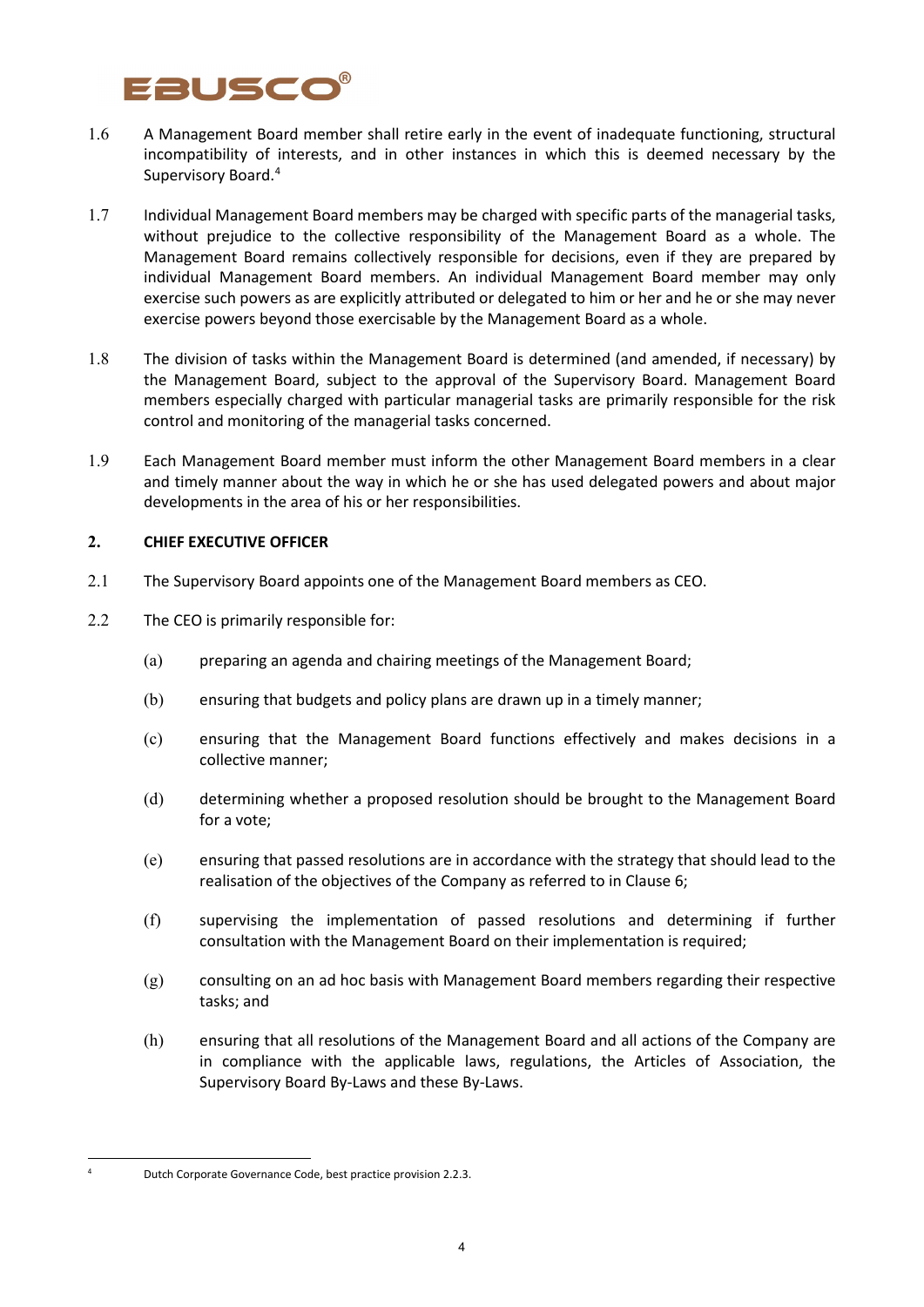1.6 A Management Board member shall retire early in the event of inadequate functioning, structural incompatibility of interests, and in other instances in which this is deemed necessary by the Supervisory Board.[4]

1.7 Individual Management Board members may be charged with specific parts of the managerial tasks, without prejudice to the collective responsibility of the Management Board as a whole. The Management Board remains collectively responsible for decisions, even if they are prepared by individual Management Board members. An individual Management Board member may only exercise such powers as are explicitly attributed or delegated to him or her and he or she may never exercise powers beyond those exercisable by the Management Board as a whole.

1.8 The division of tasks within the Management Board is determined (and amended, if necessary) by the Management Board, subject to the approval of the Supervisory Board. Management Board members especially charged with particular managerial tasks are primarily responsible for the risk control and monitoring of the managerial tasks concerned.

1.9 Each Management Board member must inform the other Management Board members in a clear and timely manner about the way in which he or she has used delegated powers and about major developments in the area of his or her responsibilities.

## 2. CHIEF EXECUTIVE OFFICER

2.1 The Supervisory Board appoints one of the Management Board members as CEO.

2.2 The CEO is primarily responsible for:

(a) preparing an agenda and chairing meetings of the Management Board;

(b) ensuring that budgets and policy plans are drawn up in a timely manner;

(c) ensuring that the Management Board functions effectively and makes decisions in a collective manner;

(d) determining whether a proposed resolution should be brought to the Management Board for a vote;

(e) ensuring that passed resolutions are in accordance with the strategy that should lead to the realisation of the objectives of the Company as referred to in Clause 6;

(f) supervising the implementation of passed resolutions and determining if further consultation with the Management Board on their implementation is required;

(g) consulting on an ad hoc basis with Management Board members regarding their respective tasks; and

(h) ensuring that all resolutions of the Management Board and all actions of the Company are in compliance with the applicable laws, regulations, the Articles of Association, the Supervisory Board By-Laws and these By-Laws.

---

[4] Dutch Corporate Governance Code, best practice provision 2.2.3.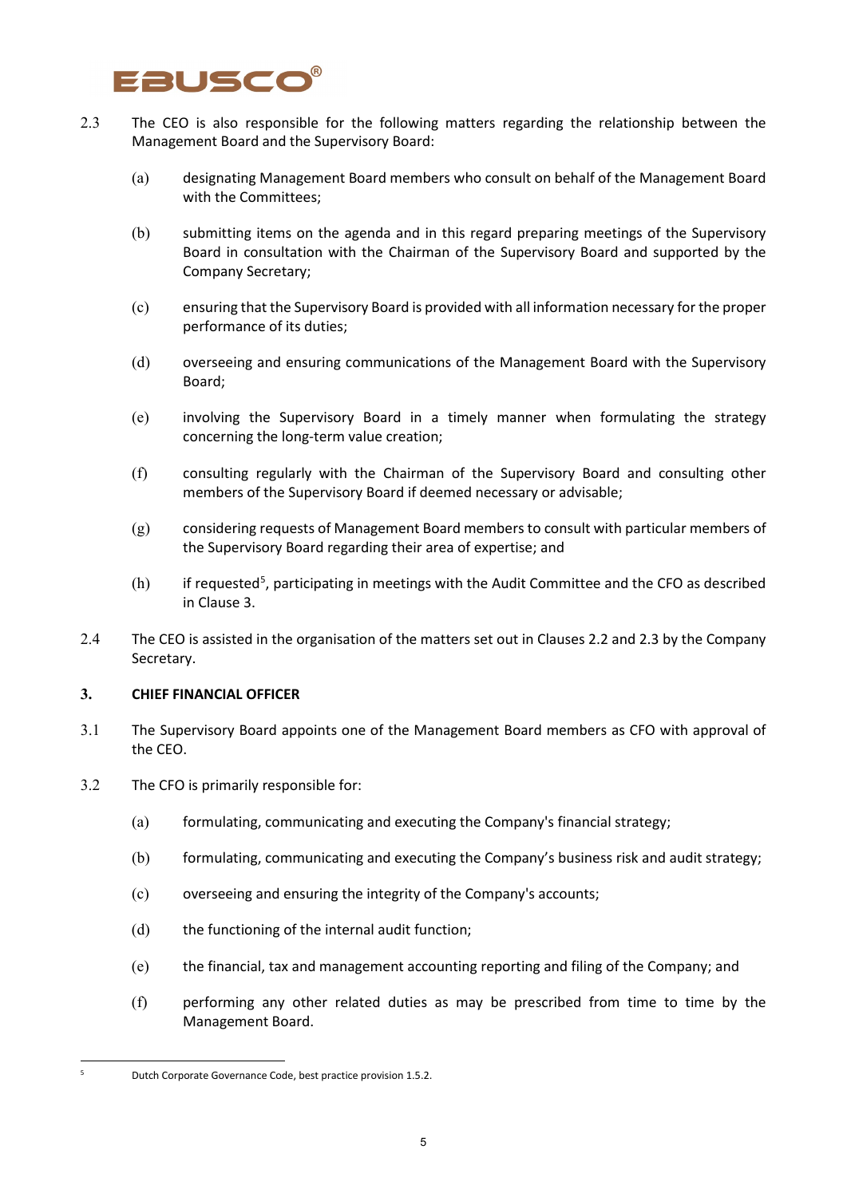2.3 The CEO is also responsible for the following matters regarding the relationship between the Management Board and the Supervisory Board:

(a) designating Management Board members who consult on behalf of the Management Board with the Committees;

(b) submitting items on the agenda and in this regard preparing meetings of the Supervisory Board in consultation with the Chairman of the Supervisory Board and supported by the Company Secretary;

(c) ensuring that the Supervisory Board is provided with all information necessary for the proper performance of its duties;

(d) overseeing and ensuring communications of the Management Board with the Supervisory Board;

(e) involving the Supervisory Board in a timely manner when formulating the strategy concerning the long-term value creation;

(f) consulting regularly with the Chairman of the Supervisory Board and consulting other members of the Supervisory Board if deemed necessary or advisable;

(g) considering requests of Management Board members to consult with particular members of the Supervisory Board regarding their area of expertise; and

(h) if requested[5], participating in meetings with the Audit Committee and the CFO as described in Clause 3.

2.4 The CEO is assisted in the organisation of the matters set out in Clauses 2.2 and 2.3 by the Company Secretary.

## 3. CHIEF FINANCIAL OFFICER

3.1 The Supervisory Board appoints one of the Management Board members as CFO with approval of the CEO.

3.2 The CFO is primarily responsible for:

(a) formulating, communicating and executing the Company's financial strategy;

(b) formulating, communicating and executing the Company's business risk and audit strategy;

(c) overseeing and ensuring the integrity of the Company's accounts;

(d) the functioning of the internal audit function;

(e) the financial, tax and management accounting reporting and filing of the Company; and

(f) performing any other related duties as may be prescribed from time to time by the Management Board.

[5] Dutch Corporate Governance Code, best practice provision 1.5.2.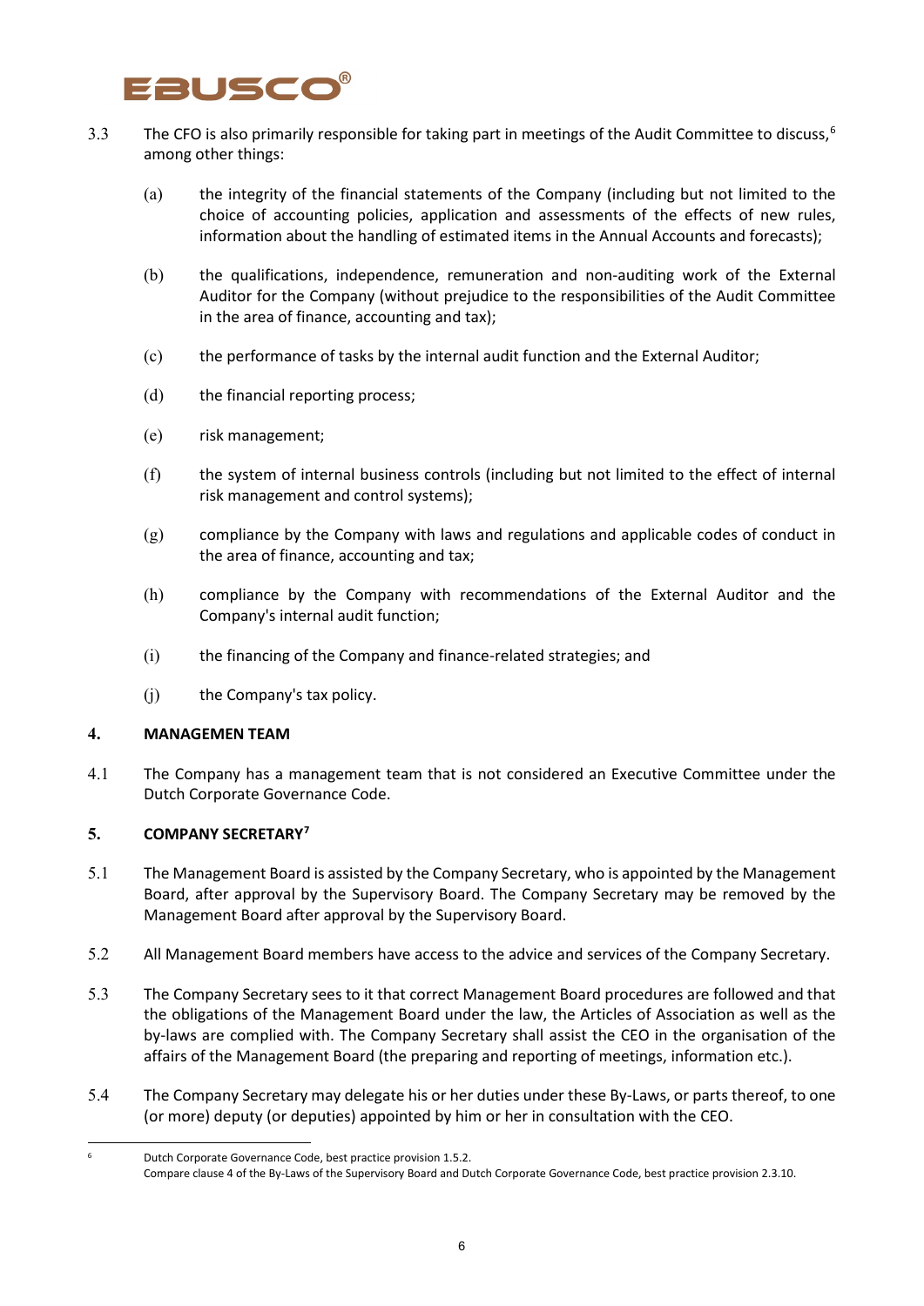3.3 The CFO is also primarily responsible for taking part in meetings of the Audit Committee to discuss,[6] among other things:

(a) the integrity of the financial statements of the Company (including but not limited to the choice of accounting policies, application and assessments of the effects of new rules, information about the handling of estimated items in the Annual Accounts and forecasts);

(b) the qualifications, independence, remuneration and non-auditing work of the External Auditor for the Company (without prejudice to the responsibilities of the Audit Committee in the area of finance, accounting and tax);

(c) the performance of tasks by the internal audit function and the External Auditor;

(d) the financial reporting process;

(e) risk management;

(f) the system of internal business controls (including but not limited to the effect of internal risk management and control systems);

(g) compliance by the Company with laws and regulations and applicable codes of conduct in the area of finance, accounting and tax;

(h) compliance by the Company with recommendations of the External Auditor and the Company's internal audit function;

(i) the financing of the Company and finance-related strategies; and

(j) the Company's tax policy.

## 4. MANAGEMEN TEAM

4.1 The Company has a management team that is not considered an Executive Committee under the Dutch Corporate Governance Code.

## 5. COMPANY SECRETARY[7]

5.1 The Management Board is assisted by the Company Secretary, who is appointed by the Management Board, after approval by the Supervisory Board. The Company Secretary may be removed by the Management Board after approval by the Supervisory Board.

5.2 All Management Board members have access to the advice and services of the Company Secretary.

5.3 The Company Secretary sees to it that correct Management Board procedures are followed and that the obligations of the Management Board under the law, the Articles of Association as well as the by-laws are complied with. The Company Secretary shall assist the CEO in the organisation of the affairs of the Management Board (the preparing and reporting of meetings, information etc.).

5.4 The Company Secretary may delegate his or her duties under these By-Laws, or parts thereof, to one (or more) deputy (or deputies) appointed by him or her in consultation with the CEO.

---

[6] Dutch Corporate Governance Code, best practice provision 1.5.2.
Compare clause 4 of the By-Laws of the Supervisory Board and Dutch Corporate Governance Code, best practice provision 2.3.10.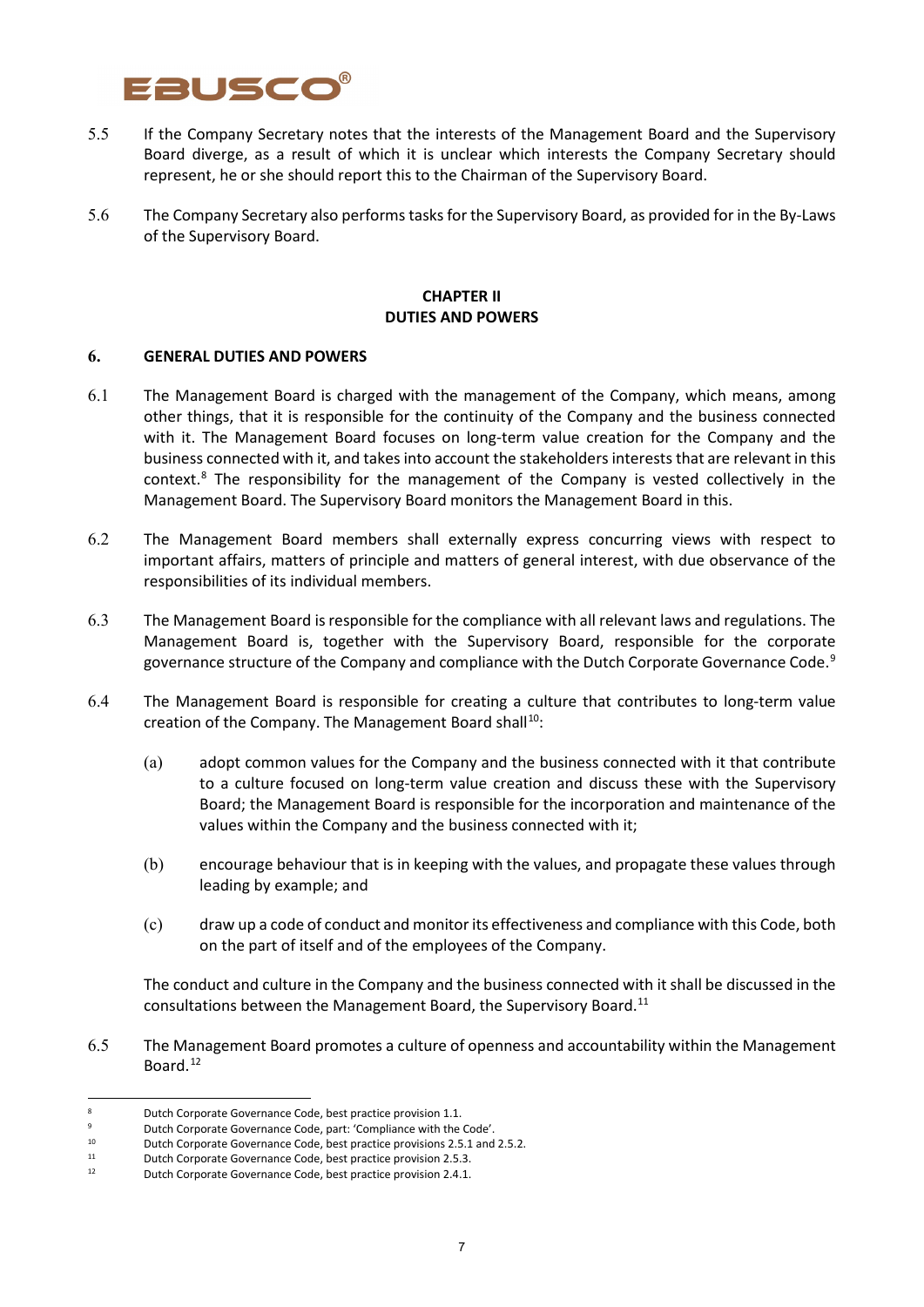5.5 If the Company Secretary notes that the interests of the Management Board and the Supervisory Board diverge, as a result of which it is unclear which interests the Company Secretary should represent, he or she should report this to the Chairman of the Supervisory Board.

5.6 The Company Secretary also performs tasks for the Supervisory Board, as provided for in the By-Laws of the Supervisory Board.

## CHAPTER II
## DUTIES AND POWERS

### 6. GENERAL DUTIES AND POWERS

6.1 The Management Board is charged with the management of the Company, which means, among other things, that it is responsible for the continuity of the Company and the business connected with it. The Management Board focuses on long-term value creation for the Company and the business connected with it, and takes into account the stakeholders interests that are relevant in this context.[8] The responsibility for the management of the Company is vested collectively in the Management Board. The Supervisory Board monitors the Management Board in this.

6.2 The Management Board members shall externally express concurring views with respect to important affairs, matters of principle and matters of general interest, with due observance of the responsibilities of its individual members.

6.3 The Management Board is responsible for the compliance with all relevant laws and regulations. The Management Board is, together with the Supervisory Board, responsible for the corporate governance structure of the Company and compliance with the Dutch Corporate Governance Code.[9]

6.4 The Management Board is responsible for creating a culture that contributes to long-term value creation of the Company. The Management Board shall[10]:

(a) adopt common values for the Company and the business connected with it that contribute to a culture focused on long-term value creation and discuss these with the Supervisory Board; the Management Board is responsible for the incorporation and maintenance of the values within the Company and the business connected with it;

(b) encourage behaviour that is in keeping with the values, and propagate these values through leading by example; and

(c) draw up a code of conduct and monitor its effectiveness and compliance with this Code, both on the part of itself and of the employees of the Company.

The conduct and culture in the Company and the business connected with it shall be discussed in the consultations between the Management Board, the Supervisory Board.[11]

6.5 The Management Board promotes a culture of openness and accountability within the Management Board.[12]

---

[8] Dutch Corporate Governance Code, best practice provision 1.1.

[9] Dutch Corporate Governance Code, part: 'Compliance with the Code'.

[10] Dutch Corporate Governance Code, best practice provisions 2.5.1 and 2.5.2.

[11] Dutch Corporate Governance Code, best practice provision 2.5.3.

[12] Dutch Corporate Governance Code, best practice provision 2.4.1.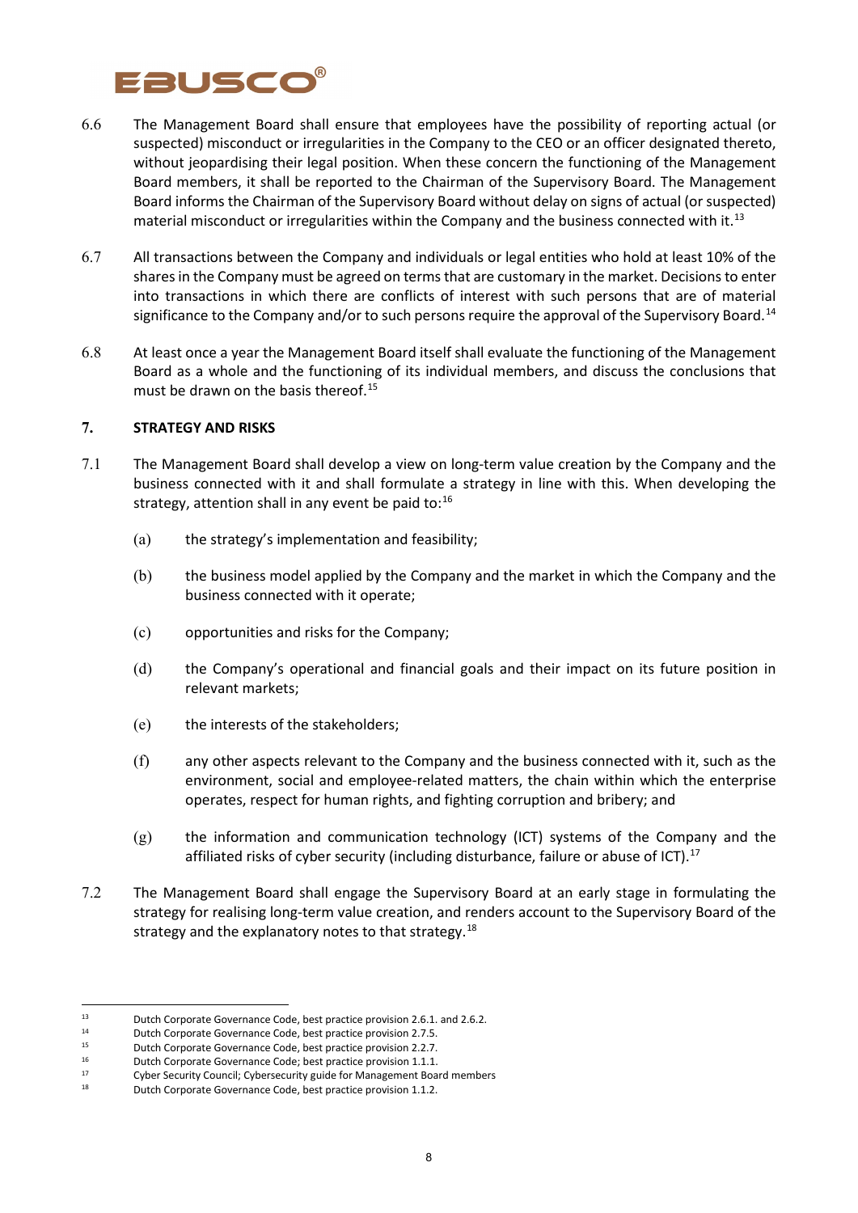6.6 The Management Board shall ensure that employees have the possibility of reporting actual (or suspected) misconduct or irregularities in the Company to the CEO or an officer designated thereto, without jeopardising their legal position. When these concern the functioning of the Management Board members, it shall be reported to the Chairman of the Supervisory Board. The Management Board informs the Chairman of the Supervisory Board without delay on signs of actual (or suspected) material misconduct or irregularities within the Company and the business connected with it.[13]

6.7 All transactions between the Company and individuals or legal entities who hold at least 10% of the shares in the Company must be agreed on terms that are customary in the market. Decisions to enter into transactions in which there are conflicts of interest with such persons that are of material significance to the Company and/or to such persons require the approval of the Supervisory Board.[14]

6.8 At least once a year the Management Board itself shall evaluate the functioning of the Management Board as a whole and the functioning of its individual members, and discuss the conclusions that must be drawn on the basis thereof.[15]

## 7. STRATEGY AND RISKS

7.1 The Management Board shall develop a view on long-term value creation by the Company and the business connected with it and shall formulate a strategy in line with this. When developing the strategy, attention shall in any event be paid to:[16]

(a) the strategy's implementation and feasibility;

(b) the business model applied by the Company and the market in which the Company and the business connected with it operate;

(c) opportunities and risks for the Company;

(d) the Company's operational and financial goals and their impact on its future position in relevant markets;

(e) the interests of the stakeholders;

(f) any other aspects relevant to the Company and the business connected with it, such as the environment, social and employee-related matters, the chain within which the enterprise operates, respect for human rights, and fighting corruption and bribery; and

(g) the information and communication technology (ICT) systems of the Company and the affiliated risks of cyber security (including disturbance, failure or abuse of ICT).[17]

7.2 The Management Board shall engage the Supervisory Board at an early stage in formulating the strategy for realising long-term value creation, and renders account to the Supervisory Board of the strategy and the explanatory notes to that strategy.[18]

---

[13] Dutch Corporate Governance Code, best practice provision 2.6.1. and 2.6.2.

[14] Dutch Corporate Governance Code, best practice provision 2.7.5.

[15] Dutch Corporate Governance Code, best practice provision 2.2.7.

[16] Dutch Corporate Governance Code; best practice provision 1.1.1.

[17] Cyber Security Council; Cybersecurity guide for Management Board members

[18] Dutch Corporate Governance Code, best practice provision 1.1.2.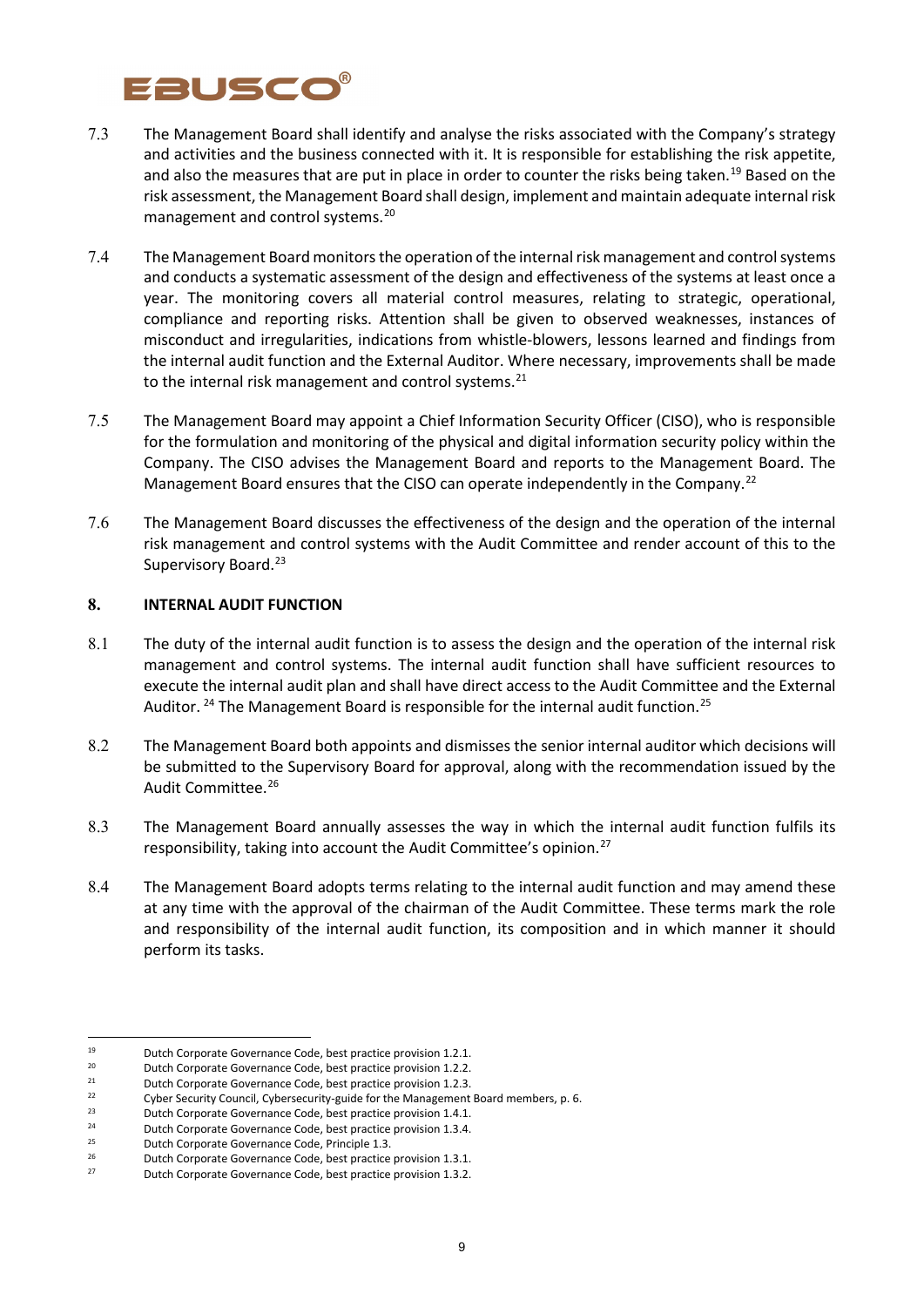7.3 The Management Board shall identify and analyse the risks associated with the Company's strategy and activities and the business connected with it. It is responsible for establishing the risk appetite, and also the measures that are put in place in order to counter the risks being taken.[19] Based on the risk assessment, the Management Board shall design, implement and maintain adequate internal risk management and control systems.[20]

7.4 The Management Board monitors the operation of the internal risk management and control systems and conducts a systematic assessment of the design and effectiveness of the systems at least once a year. The monitoring covers all material control measures, relating to strategic, operational, compliance and reporting risks. Attention shall be given to observed weaknesses, instances of misconduct and irregularities, indications from whistle-blowers, lessons learned and findings from the internal audit function and the External Auditor. Where necessary, improvements shall be made to the internal risk management and control systems.[21]

7.5 The Management Board may appoint a Chief Information Security Officer (CISO), who is responsible for the formulation and monitoring of the physical and digital information security policy within the Company. The CISO advises the Management Board and reports to the Management Board. The Management Board ensures that the CISO can operate independently in the Company.[22]

7.6 The Management Board discusses the effectiveness of the design and the operation of the internal risk management and control systems with the Audit Committee and render account of this to the Supervisory Board.[23]

## 8. INTERNAL AUDIT FUNCTION

8.1 The duty of the internal audit function is to assess the design and the operation of the internal risk management and control systems. The internal audit function shall have sufficient resources to execute the internal audit plan and shall have direct access to the Audit Committee and the External Auditor.[24] The Management Board is responsible for the internal audit function.[25]

8.2 The Management Board both appoints and dismisses the senior internal auditor which decisions will be submitted to the Supervisory Board for approval, along with the recommendation issued by the Audit Committee.[26]

8.3 The Management Board annually assesses the way in which the internal audit function fulfils its responsibility, taking into account the Audit Committee's opinion.[27]

8.4 The Management Board adopts terms relating to the internal audit function and may amend these at any time with the approval of the chairman of the Audit Committee. These terms mark the role and responsibility of the internal audit function, its composition and in which manner it should perform its tasks.

---

[19] Dutch Corporate Governance Code, best practice provision 1.2.1.
[20] Dutch Corporate Governance Code, best practice provision 1.2.2.
[21] Dutch Corporate Governance Code, best practice provision 1.2.3.
[22] Cyber Security Council, Cybersecurity-guide for the Management Board members, p. 6.
[23] Dutch Corporate Governance Code, best practice provision 1.4.1.
[24] Dutch Corporate Governance Code, best practice provision 1.3.4.
[25] Dutch Corporate Governance Code, Principle 1.3.
[26] Dutch Corporate Governance Code, best practice provision 1.3.1.
[27] Dutch Corporate Governance Code, best practice provision 1.3.2.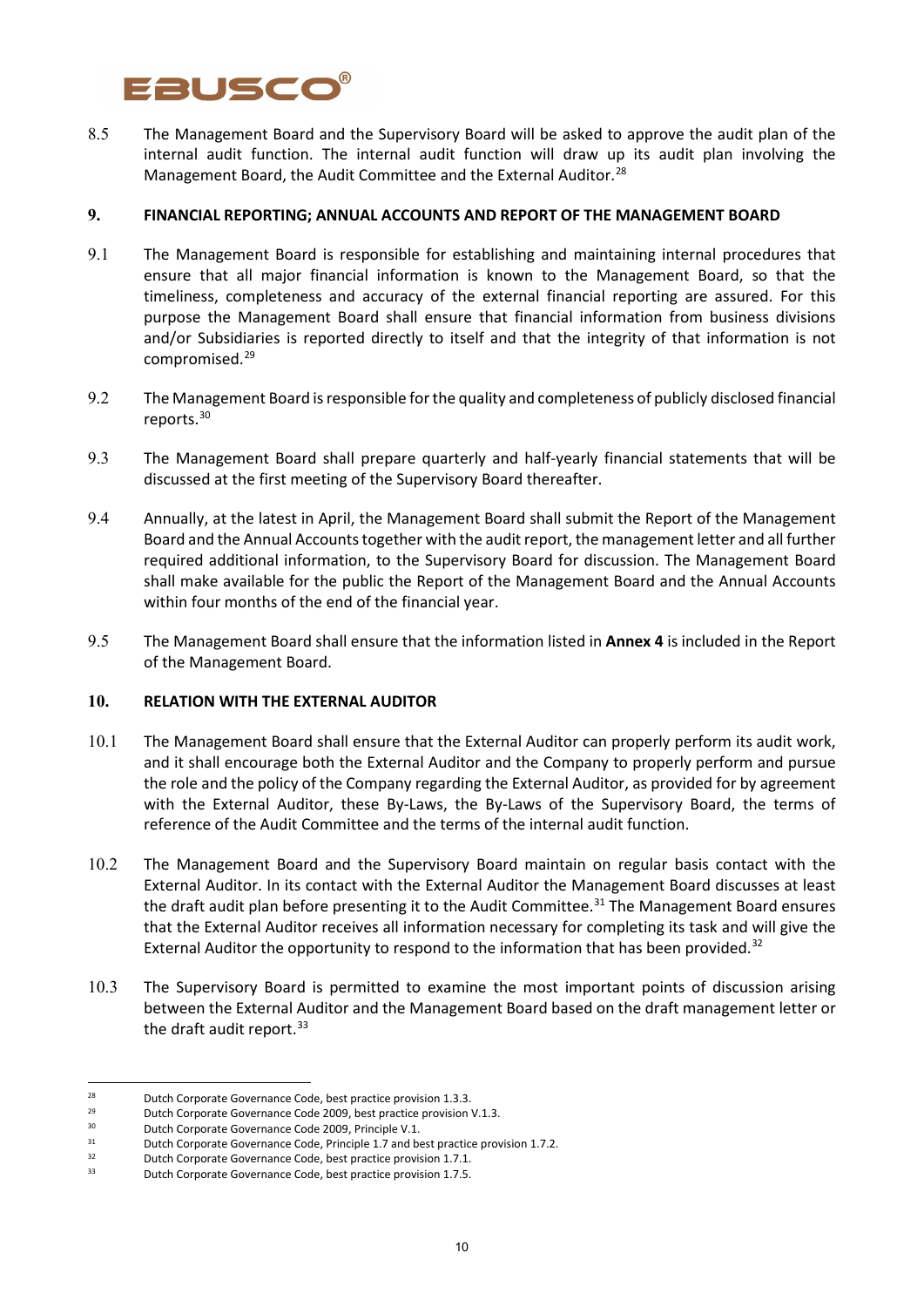8.5 The Management Board and the Supervisory Board will be asked to approve the audit plan of the internal audit function. The internal audit function will draw up its audit plan involving the Management Board, the Audit Committee and the External Auditor.[28]

## 9. FINANCIAL REPORTING; ANNUAL ACCOUNTS AND REPORT OF THE MANAGEMENT BOARD

9.1 The Management Board is responsible for establishing and maintaining internal procedures that ensure that all major financial information is known to the Management Board, so that the timeliness, completeness and accuracy of the external financial reporting are assured. For this purpose the Management Board shall ensure that financial information from business divisions and/or Subsidiaries is reported directly to itself and that the integrity of that information is not compromised.[29]

9.2 The Management Board is responsible for the quality and completeness of publicly disclosed financial reports.[30]

9.3 The Management Board shall prepare quarterly and half-yearly financial statements that will be discussed at the first meeting of the Supervisory Board thereafter.

9.4 Annually, at the latest in April, the Management Board shall submit the Report of the Management Board and the Annual Accounts together with the audit report, the management letter and all further required additional information, to the Supervisory Board for discussion. The Management Board shall make available for the public the Report of the Management Board and the Annual Accounts within four months of the end of the financial year.

9.5 The Management Board shall ensure that the information listed in **Annex 4** is included in the Report of the Management Board.

## 10. RELATION WITH THE EXTERNAL AUDITOR

10.1 The Management Board shall ensure that the External Auditor can properly perform its audit work, and it shall encourage both the External Auditor and the Company to properly perform and pursue the role and the policy of the Company regarding the External Auditor, as provided for by agreement with the External Auditor, these By-Laws, the By-Laws of the Supervisory Board, the terms of reference of the Audit Committee and the terms of the internal audit function.

10.2 The Management Board and the Supervisory Board maintain on regular basis contact with the External Auditor. In its contact with the External Auditor the Management Board discusses at least the draft audit plan before presenting it to the Audit Committee.[31] The Management Board ensures that the External Auditor receives all information necessary for completing its task and will give the External Auditor the opportunity to respond to the information that has been provided.[32]

10.3 The Supervisory Board is permitted to examine the most important points of discussion arising between the External Auditor and the Management Board based on the draft management letter or the draft audit report.[33]

---

[28] Dutch Corporate Governance Code, best practice provision 1.3.3.

[29] Dutch Corporate Governance Code 2009, best practice provision V.1.3.

[30] Dutch Corporate Governance Code 2009, Principle V.1.

[31] Dutch Corporate Governance Code, Principle 1.7 and best practice provision 1.7.2.

[32] Dutch Corporate Governance Code, best practice provision 1.7.1.

[33] Dutch Corporate Governance Code, best practice provision 1.7.5.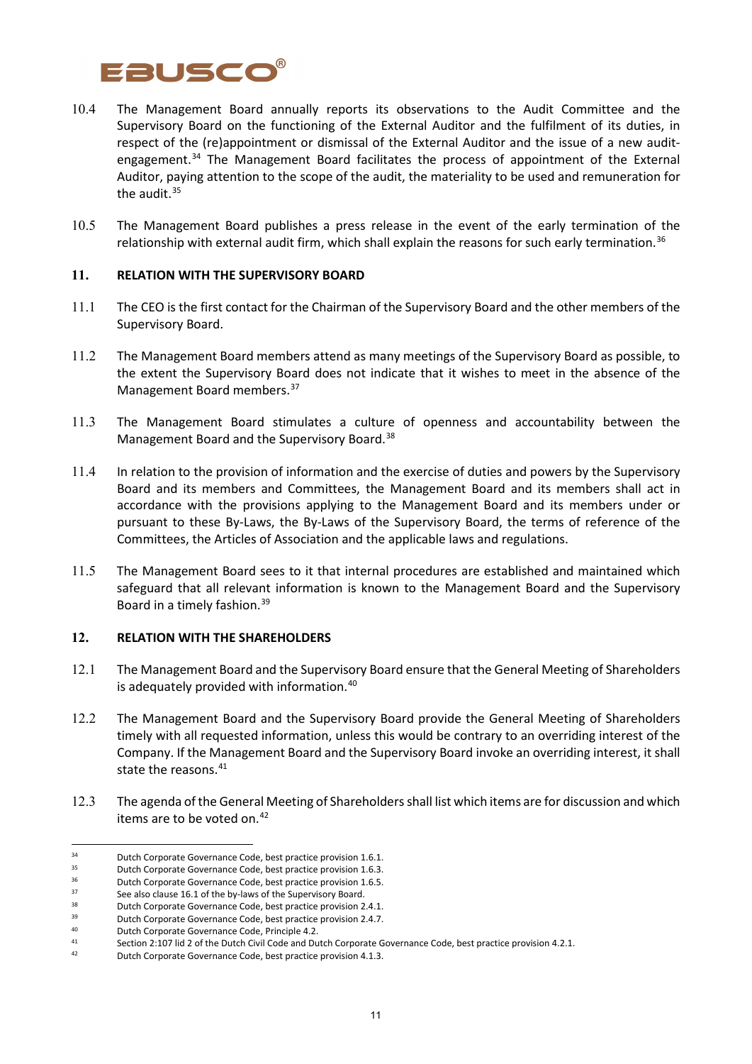10.4 The Management Board annually reports its observations to the Audit Committee and the Supervisory Board on the functioning of the External Auditor and the fulfilment of its duties, in respect of the (re)appointment or dismissal of the External Auditor and the issue of a new audit-engagement.[34] The Management Board facilitates the process of appointment of the External Auditor, paying attention to the scope of the audit, the materiality to be used and remuneration for the audit.[35]

10.5 The Management Board publishes a press release in the event of the early termination of the relationship with external audit firm, which shall explain the reasons for such early termination.[36]

## 11. RELATION WITH THE SUPERVISORY BOARD

11.1 The CEO is the first contact for the Chairman of the Supervisory Board and the other members of the Supervisory Board.

11.2 The Management Board members attend as many meetings of the Supervisory Board as possible, to the extent the Supervisory Board does not indicate that it wishes to meet in the absence of the Management Board members.[37]

11.3 The Management Board stimulates a culture of openness and accountability between the Management Board and the Supervisory Board.[38]

11.4 In relation to the provision of information and the exercise of duties and powers by the Supervisory Board and its members and Committees, the Management Board and its members shall act in accordance with the provisions applying to the Management Board and its members under or pursuant to these By-Laws, the By-Laws of the Supervisory Board, the terms of reference of the Committees, the Articles of Association and the applicable laws and regulations.

11.5 The Management Board sees to it that internal procedures are established and maintained which safeguard that all relevant information is known to the Management Board and the Supervisory Board in a timely fashion.[39]

## 12. RELATION WITH THE SHAREHOLDERS

12.1 The Management Board and the Supervisory Board ensure that the General Meeting of Shareholders is adequately provided with information.[40]

12.2 The Management Board and the Supervisory Board provide the General Meeting of Shareholders timely with all requested information, unless this would be contrary to an overriding interest of the Company. If the Management Board and the Supervisory Board invoke an overriding interest, it shall state the reasons.[41]

12.3 The agenda of the General Meeting of Shareholders shall list which items are for discussion and which items are to be voted on.[42]

---

[34] Dutch Corporate Governance Code, best practice provision 1.6.1.

[35] Dutch Corporate Governance Code, best practice provision 1.6.3.

[36] Dutch Corporate Governance Code, best practice provision 1.6.5.

[37] See also clause 16.1 of the by-laws of the Supervisory Board.

[38] Dutch Corporate Governance Code, best practice provision 2.4.1.

[39] Dutch Corporate Governance Code, best practice provision 2.4.7.

[40] Dutch Corporate Governance Code, Principle 4.2.

[41] Section 2:107 lid 2 of the Dutch Civil Code and Dutch Corporate Governance Code, best practice provision 4.2.1.

[42] Dutch Corporate Governance Code, best practice provision 4.1.3.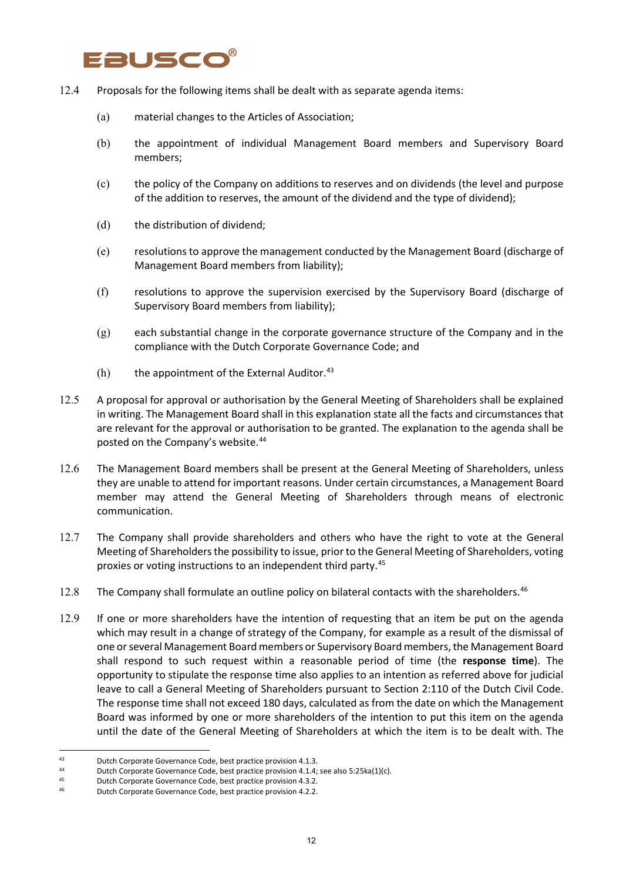12.4 Proposals for the following items shall be dealt with as separate agenda items:

(a) material changes to the Articles of Association;

(b) the appointment of individual Management Board members and Supervisory Board members;

(c) the policy of the Company on additions to reserves and on dividends (the level and purpose of the addition to reserves, the amount of the dividend and the type of dividend);

(d) the distribution of dividend;

(e) resolutions to approve the management conducted by the Management Board (discharge of Management Board members from liability);

(f) resolutions to approve the supervision exercised by the Supervisory Board (discharge of Supervisory Board members from liability);

(g) each substantial change in the corporate governance structure of the Company and in the compliance with the Dutch Corporate Governance Code; and

(h) the appointment of the External Auditor.[43]

12.5 A proposal for approval or authorisation by the General Meeting of Shareholders shall be explained in writing. The Management Board shall in this explanation state all the facts and circumstances that are relevant for the approval or authorisation to be granted. The explanation to the agenda shall be posted on the Company's website.[44]

12.6 The Management Board members shall be present at the General Meeting of Shareholders, unless they are unable to attend for important reasons. Under certain circumstances, a Management Board member may attend the General Meeting of Shareholders through means of electronic communication.

12.7 The Company shall provide shareholders and others who have the right to vote at the General Meeting of Shareholders the possibility to issue, prior to the General Meeting of Shareholders, voting proxies or voting instructions to an independent third party.[45]

12.8 The Company shall formulate an outline policy on bilateral contacts with the shareholders.[46]

12.9 If one or more shareholders have the intention of requesting that an item be put on the agenda which may result in a change of strategy of the Company, for example as a result of the dismissal of one or several Management Board members or Supervisory Board members, the Management Board shall respond to such request within a reasonable period of time (the **response time**). The opportunity to stipulate the response time also applies to an intention as referred above for judicial leave to call a General Meeting of Shareholders pursuant to Section 2:110 of the Dutch Civil Code. The response time shall not exceed 180 days, calculated as from the date on which the Management Board was informed by one or more shareholders of the intention to put this item on the agenda until the date of the General Meeting of Shareholders at which the item is to be dealt with. The

---

[43] Dutch Corporate Governance Code, best practice provision 4.1.3.

[44] Dutch Corporate Governance Code, best practice provision 4.1.4; see also 5:25ka(1)(c).

[45] Dutch Corporate Governance Code, best practice provision 4.3.2.

[46] Dutch Corporate Governance Code, best practice provision 4.2.2.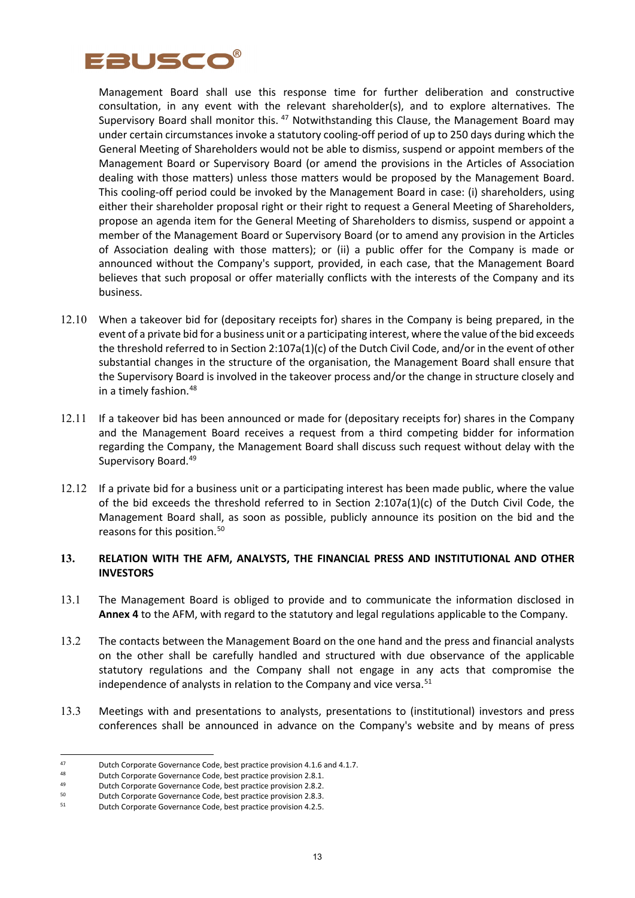Management Board shall use this response time for further deliberation and constructive consultation, in any event with the relevant shareholder(s), and to explore alternatives. The Supervisory Board shall monitor this. [47] Notwithstanding this Clause, the Management Board may under certain circumstances invoke a statutory cooling-off period of up to 250 days during which the General Meeting of Shareholders would not be able to dismiss, suspend or appoint members of the Management Board or Supervisory Board (or amend the provisions in the Articles of Association dealing with those matters) unless those matters would be proposed by the Management Board. This cooling-off period could be invoked by the Management Board in case: (i) shareholders, using either their shareholder proposal right or their right to request a General Meeting of Shareholders, propose an agenda item for the General Meeting of Shareholders to dismiss, suspend or appoint a member of the Management Board or Supervisory Board (or to amend any provision in the Articles of Association dealing with those matters); or (ii) a public offer for the Company is made or announced without the Company's support, provided, in each case, that the Management Board believes that such proposal or offer materially conflicts with the interests of the Company and its business.

12.10 When a takeover bid for (depositary receipts for) shares in the Company is being prepared, in the event of a private bid for a business unit or a participating interest, where the value of the bid exceeds the threshold referred to in Section 2:107a(1)(c) of the Dutch Civil Code, and/or in the event of other substantial changes in the structure of the organisation, the Management Board shall ensure that the Supervisory Board is involved in the takeover process and/or the change in structure closely and in a timely fashion.[48]

12.11 If a takeover bid has been announced or made for (depositary receipts for) shares in the Company and the Management Board receives a request from a third competing bidder for information regarding the Company, the Management Board shall discuss such request without delay with the Supervisory Board.[49]

12.12 If a private bid for a business unit or a participating interest has been made public, where the value of the bid exceeds the threshold referred to in Section 2:107a(1)(c) of the Dutch Civil Code, the Management Board shall, as soon as possible, publicly announce its position on the bid and the reasons for this position.[50]

## 13. RELATION WITH THE AFM, ANALYSTS, THE FINANCIAL PRESS AND INSTITUTIONAL AND OTHER INVESTORS

13.1 The Management Board is obliged to provide and to communicate the information disclosed in **Annex 4** to the AFM, with regard to the statutory and legal regulations applicable to the Company.

13.2 The contacts between the Management Board on the one hand and the press and financial analysts on the other shall be carefully handled and structured with due observance of the applicable statutory regulations and the Company shall not engage in any acts that compromise the independence of analysts in relation to the Company and vice versa.[51]

13.3 Meetings with and presentations to analysts, presentations to (institutional) investors and press conferences shall be announced in advance on the Company's website and by means of press

---

47 Dutch Corporate Governance Code, best practice provision 4.1.6 and 4.1.7.

48 Dutch Corporate Governance Code, best practice provision 2.8.1.

49 Dutch Corporate Governance Code, best practice provision 2.8.2.

50 Dutch Corporate Governance Code, best practice provision 2.8.3.

51 Dutch Corporate Governance Code, best practice provision 4.2.5.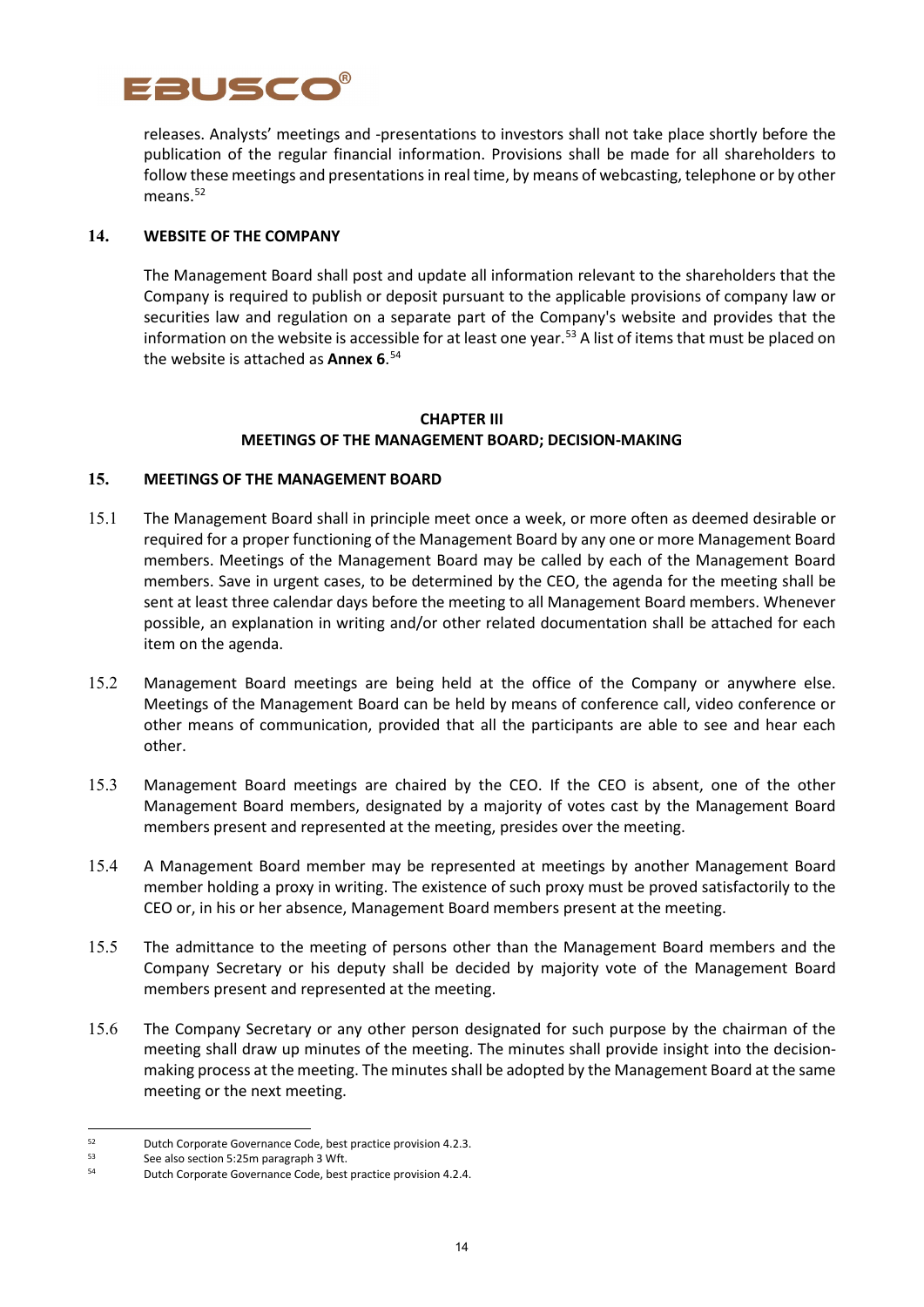releases. Analysts' meetings and -presentations to investors shall not take place shortly before the publication of the regular financial information. Provisions shall be made for all shareholders to follow these meetings and presentations in real time, by means of webcasting, telephone or by other means.[52]

## 14. WEBSITE OF THE COMPANY

The Management Board shall post and update all information relevant to the shareholders that the Company is required to publish or deposit pursuant to the applicable provisions of company law or securities law and regulation on a separate part of the Company's website and provides that the information on the website is accessible for at least one year.[53] A list of items that must be placed on the website is attached as **Annex 6**.[54]

# CHAPTER III
# MEETINGS OF THE MANAGEMENT BOARD; DECISION-MAKING

## 15. MEETINGS OF THE MANAGEMENT BOARD

15.1 The Management Board shall in principle meet once a week, or more often as deemed desirable or required for a proper functioning of the Management Board by any one or more Management Board members. Meetings of the Management Board may be called by each of the Management Board members. Save in urgent cases, to be determined by the CEO, the agenda for the meeting shall be sent at least three calendar days before the meeting to all Management Board members. Whenever possible, an explanation in writing and/or other related documentation shall be attached for each item on the agenda.

15.2 Management Board meetings are being held at the office of the Company or anywhere else. Meetings of the Management Board can be held by means of conference call, video conference or other means of communication, provided that all the participants are able to see and hear each other.

15.3 Management Board meetings are chaired by the CEO. If the CEO is absent, one of the other Management Board members, designated by a majority of votes cast by the Management Board members present and represented at the meeting, presides over the meeting.

15.4 A Management Board member may be represented at meetings by another Management Board member holding a proxy in writing. The existence of such proxy must be proved satisfactorily to the CEO or, in his or her absence, Management Board members present at the meeting.

15.5 The admittance to the meeting of persons other than the Management Board members and the Company Secretary or his deputy shall be decided by majority vote of the Management Board members present and represented at the meeting.

15.6 The Company Secretary or any other person designated for such purpose by the chairman of the meeting shall draw up minutes of the meeting. The minutes shall provide insight into the decision-making process at the meeting. The minutes shall be adopted by the Management Board at the same meeting or the next meeting.

---

[52] Dutch Corporate Governance Code, best practice provision 4.2.3.

[53] See also section 5:25m paragraph 3 Wft.

[54] Dutch Corporate Governance Code, best practice provision 4.2.4.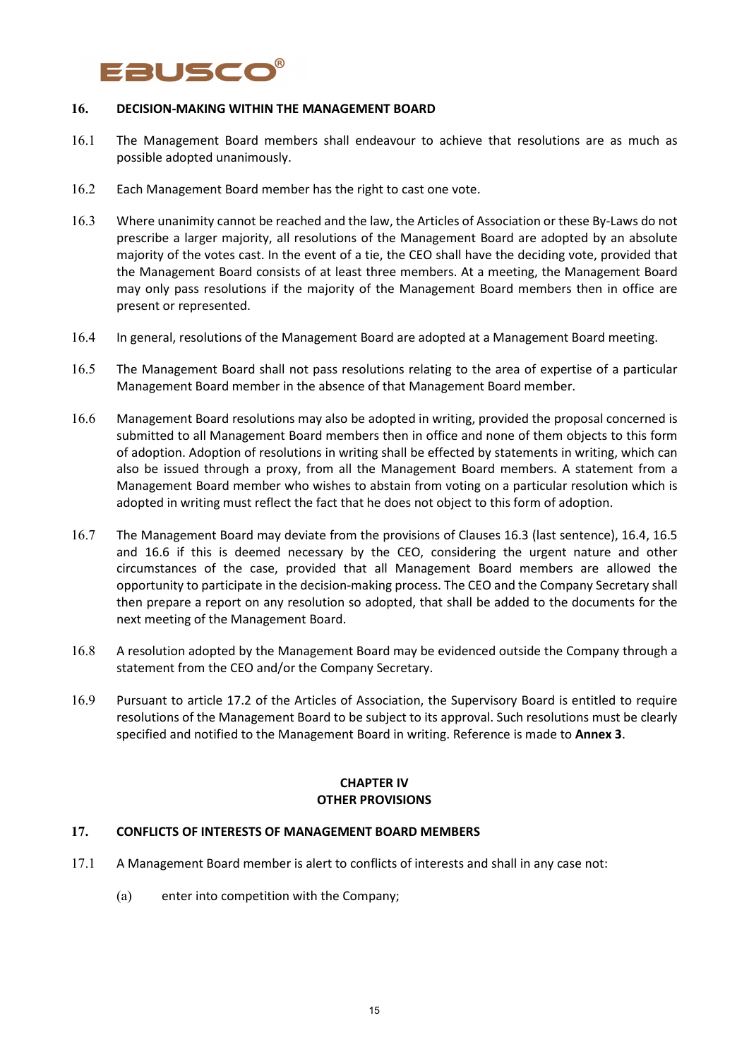## 16. DECISION-MAKING WITHIN THE MANAGEMENT BOARD

16.1 The Management Board members shall endeavour to achieve that resolutions are as much as possible adopted unanimously.

16.2 Each Management Board member has the right to cast one vote.

16.3 Where unanimity cannot be reached and the law, the Articles of Association or these By-Laws do not prescribe a larger majority, all resolutions of the Management Board are adopted by an absolute majority of the votes cast. In the event of a tie, the CEO shall have the deciding vote, provided that the Management Board consists of at least three members. At a meeting, the Management Board may only pass resolutions if the majority of the Management Board members then in office are present or represented.

16.4 In general, resolutions of the Management Board are adopted at a Management Board meeting.

16.5 The Management Board shall not pass resolutions relating to the area of expertise of a particular Management Board member in the absence of that Management Board member.

16.6 Management Board resolutions may also be adopted in writing, provided the proposal concerned is submitted to all Management Board members then in office and none of them objects to this form of adoption. Adoption of resolutions in writing shall be effected by statements in writing, which can also be issued through a proxy, from all the Management Board members. A statement from a Management Board member who wishes to abstain from voting on a particular resolution which is adopted in writing must reflect the fact that he does not object to this form of adoption.

16.7 The Management Board may deviate from the provisions of Clauses 16.3 (last sentence), 16.4, 16.5 and 16.6 if this is deemed necessary by the CEO, considering the urgent nature and other circumstances of the case, provided that all Management Board members are allowed the opportunity to participate in the decision-making process. The CEO and the Company Secretary shall then prepare a report on any resolution so adopted, that shall be added to the documents for the next meeting of the Management Board.

16.8 A resolution adopted by the Management Board may be evidenced outside the Company through a statement from the CEO and/or the Company Secretary.

16.9 Pursuant to article 17.2 of the Articles of Association, the Supervisory Board is entitled to require resolutions of the Management Board to be subject to its approval. Such resolutions must be clearly specified and notified to the Management Board in writing. Reference is made to **Annex 3**.

# CHAPTER IV
# OTHER PROVISIONS

## 17. CONFLICTS OF INTERESTS OF MANAGEMENT BOARD MEMBERS

17.1 A Management Board member is alert to conflicts of interests and shall in any case not:

(a) enter into competition with the Company;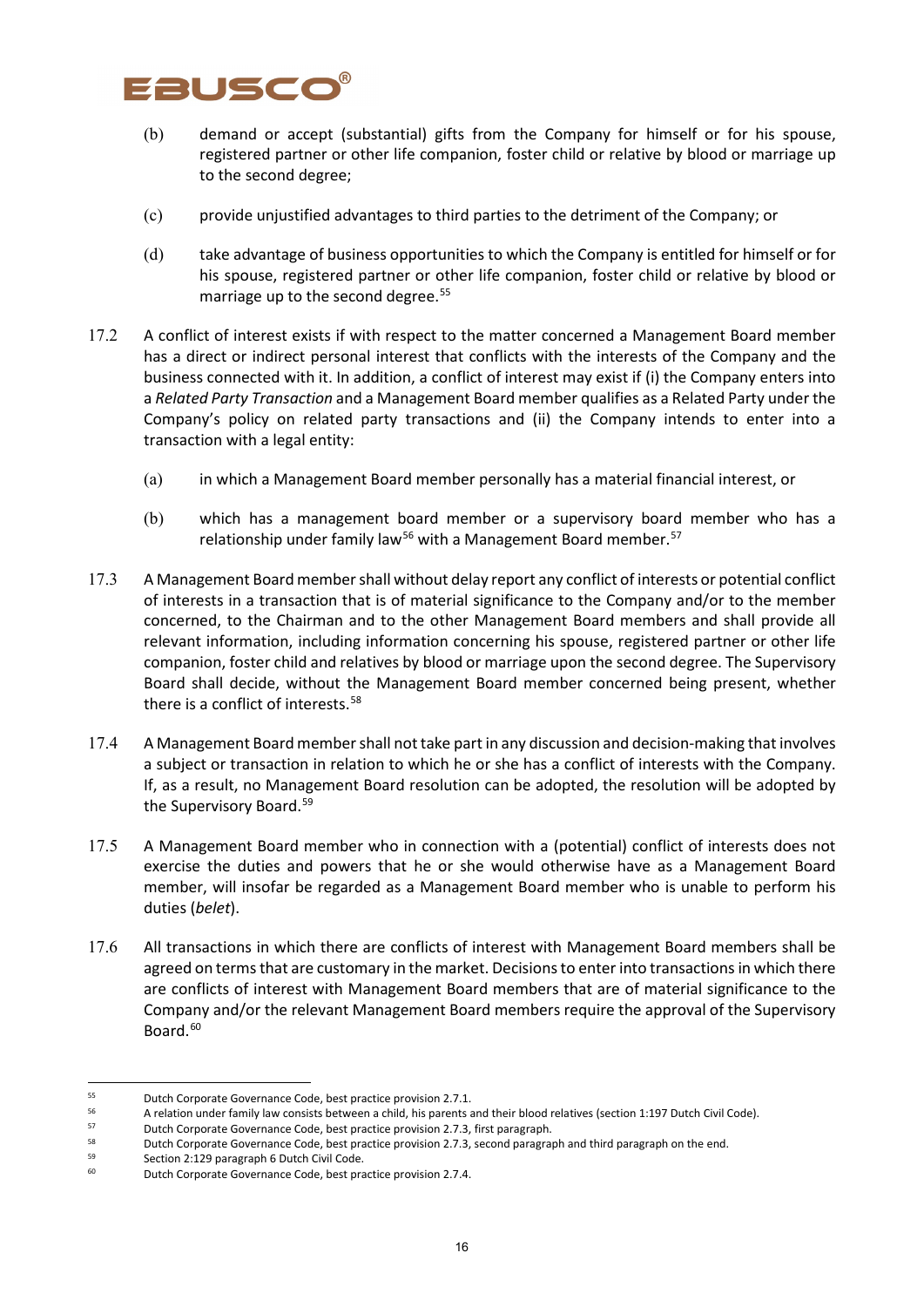(b) demand or accept (substantial) gifts from the Company for himself or for his spouse, registered partner or other life companion, foster child or relative by blood or marriage up to the second degree;

(c) provide unjustified advantages to third parties to the detriment of the Company; or

(d) take advantage of business opportunities to which the Company is entitled for himself or for his spouse, registered partner or other life companion, foster child or relative by blood or marriage up to the second degree.[55]

17.2 A conflict of interest exists if with respect to the matter concerned a Management Board member has a direct or indirect personal interest that conflicts with the interests of the Company and the business connected with it. In addition, a conflict of interest may exist if (i) the Company enters into a *Related Party Transaction* and a Management Board member qualifies as a Related Party under the Company's policy on related party transactions and (ii) the Company intends to enter into a transaction with a legal entity:

(a) in which a Management Board member personally has a material financial interest, or

(b) which has a management board member or a supervisory board member who has a relationship under family law[56] with a Management Board member.[57]

17.3 A Management Board member shall without delay report any conflict of interests or potential conflict of interests in a transaction that is of material significance to the Company and/or to the member concerned, to the Chairman and to the other Management Board members and shall provide all relevant information, including information concerning his spouse, registered partner or other life companion, foster child and relatives by blood or marriage upon the second degree. The Supervisory Board shall decide, without the Management Board member concerned being present, whether there is a conflict of interests.[58]

17.4 A Management Board member shall not take part in any discussion and decision-making that involves a subject or transaction in relation to which he or she has a conflict of interests with the Company. If, as a result, no Management Board resolution can be adopted, the resolution will be adopted by the Supervisory Board.[59]

17.5 A Management Board member who in connection with a (potential) conflict of interests does not exercise the duties and powers that he or she would otherwise have as a Management Board member, will insofar be regarded as a Management Board member who is unable to perform his duties (*belet*).

17.6 All transactions in which there are conflicts of interest with Management Board members shall be agreed on terms that are customary in the market. Decisions to enter into transactions in which there are conflicts of interest with Management Board members that are of material significance to the Company and/or the relevant Management Board members require the approval of the Supervisory Board.[60]

---

[55] Dutch Corporate Governance Code, best practice provision 2.7.1.

[56] A relation under family law consists between a child, his parents and their blood relatives (section 1:197 Dutch Civil Code).

[57] Dutch Corporate Governance Code, best practice provision 2.7.3, first paragraph.

[58] Dutch Corporate Governance Code, best practice provision 2.7.3, second paragraph and third paragraph on the end.

[59] Section 2:129 paragraph 6 Dutch Civil Code.

[60] Dutch Corporate Governance Code, best practice provision 2.7.4.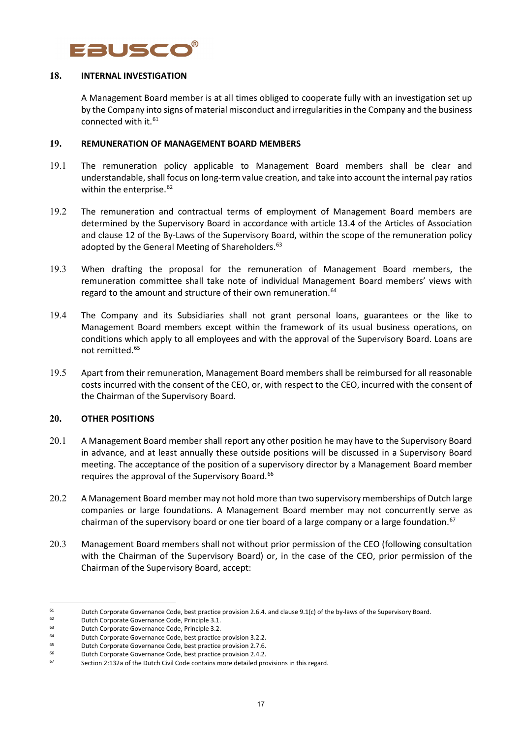## 18. INTERNAL INVESTIGATION

A Management Board member is at all times obliged to cooperate fully with an investigation set up by the Company into signs of material misconduct and irregularities in the Company and the business connected with it.[61]

## 19. REMUNERATION OF MANAGEMENT BOARD MEMBERS

19.1 The remuneration policy applicable to Management Board members shall be clear and understandable, shall focus on long-term value creation, and take into account the internal pay ratios within the enterprise.[62]

19.2 The remuneration and contractual terms of employment of Management Board members are determined by the Supervisory Board in accordance with article 13.4 of the Articles of Association and clause 12 of the By-Laws of the Supervisory Board, within the scope of the remuneration policy adopted by the General Meeting of Shareholders.[63]

19.3 When drafting the proposal for the remuneration of Management Board members, the remuneration committee shall take note of individual Management Board members' views with regard to the amount and structure of their own remuneration.[64]

19.4 The Company and its Subsidiaries shall not grant personal loans, guarantees or the like to Management Board members except within the framework of its usual business operations, on conditions which apply to all employees and with the approval of the Supervisory Board. Loans are not remitted.[65]

19.5 Apart from their remuneration, Management Board members shall be reimbursed for all reasonable costs incurred with the consent of the CEO, or, with respect to the CEO, incurred with the consent of the Chairman of the Supervisory Board.

## 20. OTHER POSITIONS

20.1 A Management Board member shall report any other position he may have to the Supervisory Board in advance, and at least annually these outside positions will be discussed in a Supervisory Board meeting. The acceptance of the position of a supervisory director by a Management Board member requires the approval of the Supervisory Board.[66]

20.2 A Management Board member may not hold more than two supervisory memberships of Dutch large companies or large foundations. A Management Board member may not concurrently serve as chairman of the supervisory board or one tier board of a large company or a large foundation.[67]

20.3 Management Board members shall not without prior permission of the CEO (following consultation with the Chairman of the Supervisory Board) or, in the case of the CEO, prior permission of the Chairman of the Supervisory Board, accept:

---

[61] Dutch Corporate Governance Code, best practice provision 2.6.4. and clause 9.1(c) of the by-laws of the Supervisory Board.
[62] Dutch Corporate Governance Code, Principle 3.1.
[63] Dutch Corporate Governance Code, Principle 3.2.
[64] Dutch Corporate Governance Code, best practice provision 3.2.2.
[65] Dutch Corporate Governance Code, best practice provision 2.7.6.
[66] Dutch Corporate Governance Code, best practice provision 2.4.2.
[67] Section 2:132a of the Dutch Civil Code contains more detailed provisions in this regard.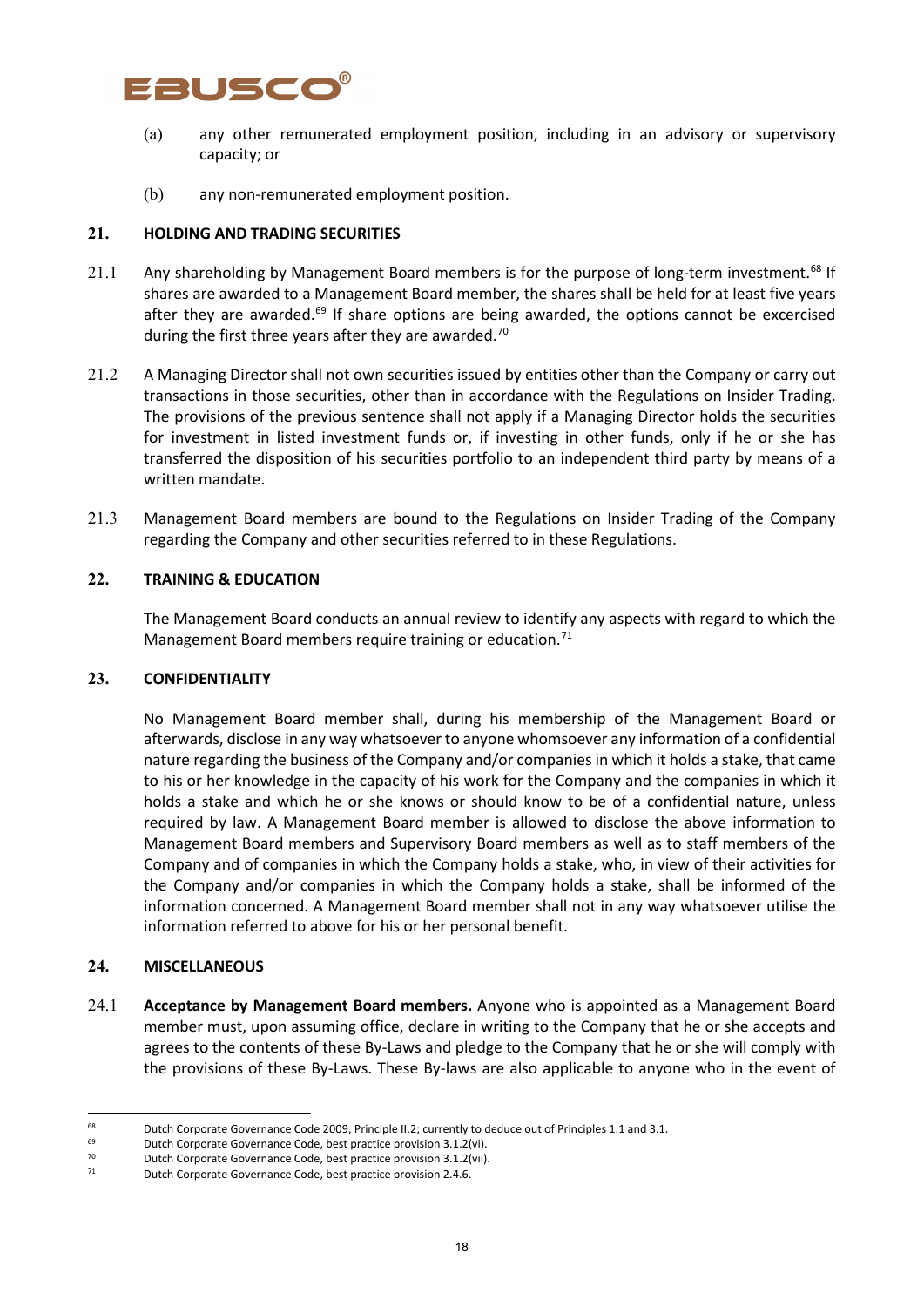(a) any other remunerated employment position, including in an advisory or supervisory capacity; or

(b) any non-remunerated employment position.

## 21. HOLDING AND TRADING SECURITIES

21.1 Any shareholding by Management Board members is for the purpose of long-term investment.[68] If shares are awarded to a Management Board member, the shares shall be held for at least five years after they are awarded.[69] If share options are being awarded, the options cannot be excercised during the first three years after they are awarded.[70]

21.2 A Managing Director shall not own securities issued by entities other than the Company or carry out transactions in those securities, other than in accordance with the Regulations on Insider Trading. The provisions of the previous sentence shall not apply if a Managing Director holds the securities for investment in listed investment funds or, if investing in other funds, only if he or she has transferred the disposition of his securities portfolio to an independent third party by means of a written mandate.

21.3 Management Board members are bound to the Regulations on Insider Trading of the Company regarding the Company and other securities referred to in these Regulations.

## 22. TRAINING & EDUCATION

The Management Board conducts an annual review to identify any aspects with regard to which the Management Board members require training or education.[71]

## 23. CONFIDENTIALITY

No Management Board member shall, during his membership of the Management Board or afterwards, disclose in any way whatsoever to anyone whomsoever any information of a confidential nature regarding the business of the Company and/or companies in which it holds a stake, that came to his or her knowledge in the capacity of his work for the Company and the companies in which it holds a stake and which he or she knows or should know to be of a confidential nature, unless required by law. A Management Board member is allowed to disclose the above information to Management Board members and Supervisory Board members as well as to staff members of the Company and of companies in which the Company holds a stake, who, in view of their activities for the Company and/or companies in which the Company holds a stake, shall be informed of the information concerned. A Management Board member shall not in any way whatsoever utilise the information referred to above for his or her personal benefit.

## 24. MISCELLANEOUS

24.1 **Acceptance by Management Board members.** Anyone who is appointed as a Management Board member must, upon assuming office, declare in writing to the Company that he or she accepts and agrees to the contents of these By-Laws and pledge to the Company that he or she will comply with the provisions of these By-Laws. These By-laws are also applicable to anyone who in the event of

---

[68] Dutch Corporate Governance Code 2009, Principle II.2; currently to deduce out of Principles 1.1 and 3.1.

[69] Dutch Corporate Governance Code, best practice provision 3.1.2(vi).

[70] Dutch Corporate Governance Code, best practice provision 3.1.2(vii).

[71] Dutch Corporate Governance Code, best practice provision 2.4.6.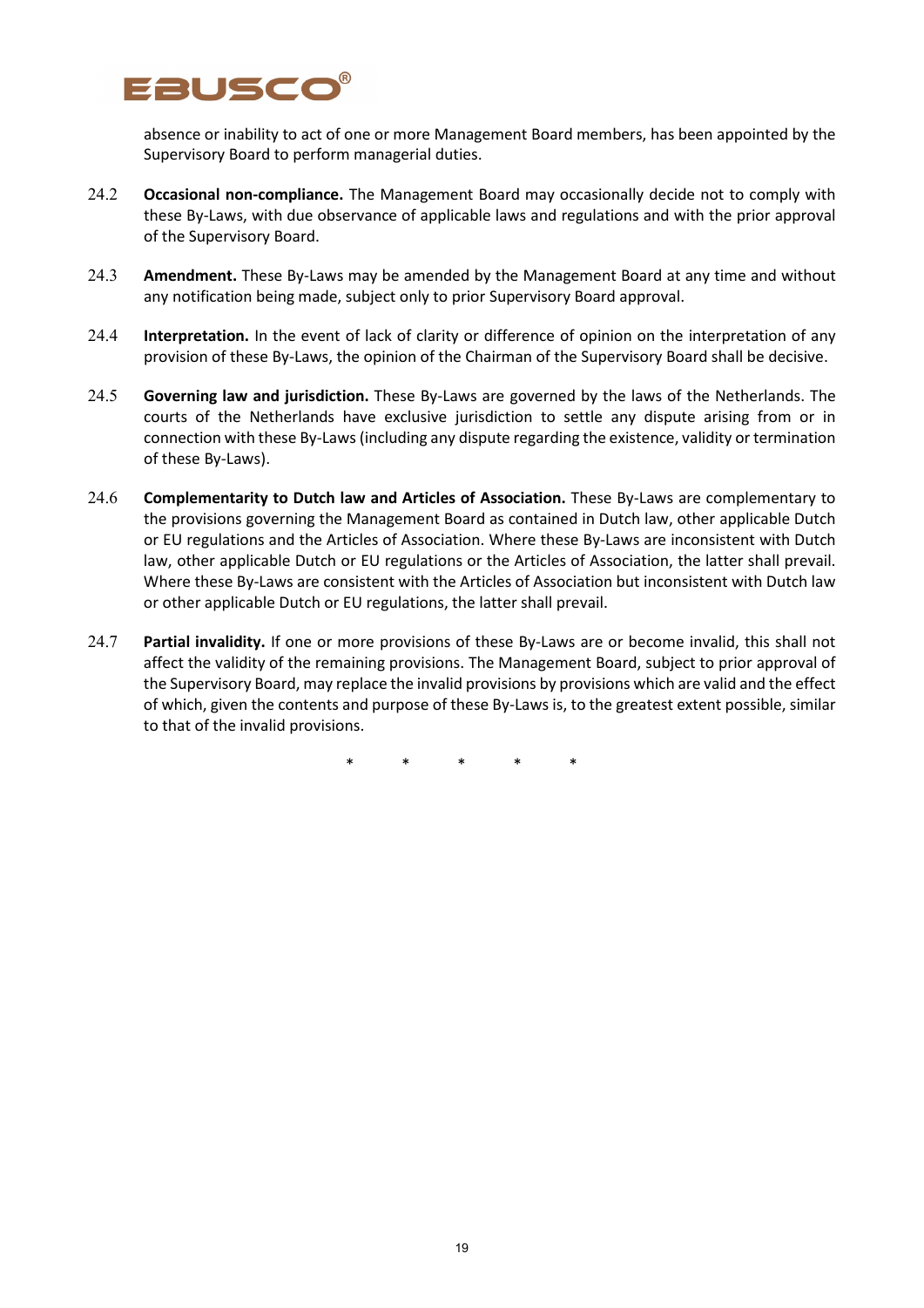absence or inability to act of one or more Management Board members, has been appointed by the Supervisory Board to perform managerial duties.

24.2 **Occasional non-compliance.** The Management Board may occasionally decide not to comply with these By-Laws, with due observance of applicable laws and regulations and with the prior approval of the Supervisory Board.

24.3 **Amendment.** These By-Laws may be amended by the Management Board at any time and without any notification being made, subject only to prior Supervisory Board approval.

24.4 **Interpretation.** In the event of lack of clarity or difference of opinion on the interpretation of any provision of these By-Laws, the opinion of the Chairman of the Supervisory Board shall be decisive.

24.5 **Governing law and jurisdiction.** These By-Laws are governed by the laws of the Netherlands. The courts of the Netherlands have exclusive jurisdiction to settle any dispute arising from or in connection with these By-Laws (including any dispute regarding the existence, validity or termination of these By-Laws).

24.6 **Complementarity to Dutch law and Articles of Association.** These By-Laws are complementary to the provisions governing the Management Board as contained in Dutch law, other applicable Dutch or EU regulations and the Articles of Association. Where these By-Laws are inconsistent with Dutch law, other applicable Dutch or EU regulations or the Articles of Association, the latter shall prevail. Where these By-Laws are consistent with the Articles of Association but inconsistent with Dutch law or other applicable Dutch or EU regulations, the latter shall prevail.

24.7 **Partial invalidity.** If one or more provisions of these By-Laws are or become invalid, this shall not affect the validity of the remaining provisions. The Management Board, subject to prior approval of the Supervisory Board, may replace the invalid provisions by provisions which are valid and the effect of which, given the contents and purpose of these By-Laws is, to the greatest extent possible, similar to that of the invalid provisions.

\* \* \* \* \*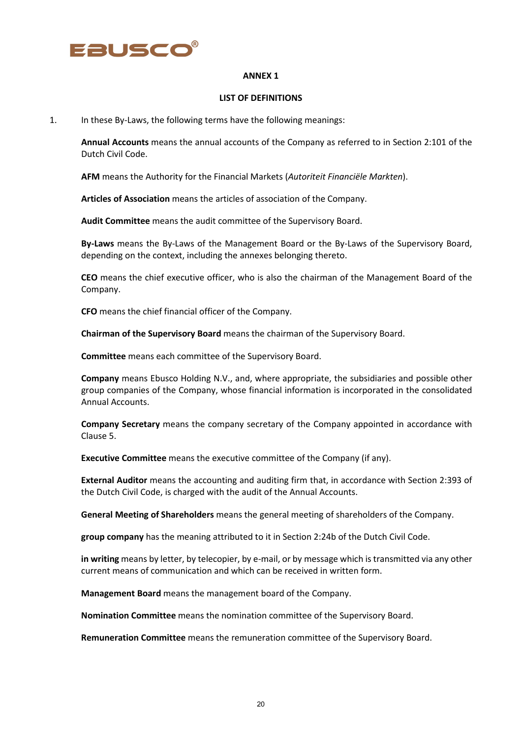# ANNEX 1

## LIST OF DEFINITIONS

1. In these By-Laws, the following terms have the following meanings:

   **Annual Accounts** means the annual accounts of the Company as referred to in Section 2:101 of the Dutch Civil Code.

   **AFM** means the Authority for the Financial Markets (*Autoriteit Financiële Markten*).

   **Articles of Association** means the articles of association of the Company.

   **Audit Committee** means the audit committee of the Supervisory Board.

   **By-Laws** means the By-Laws of the Management Board or the By-Laws of the Supervisory Board, depending on the context, including the annexes belonging thereto.

   **CEO** means the chief executive officer, who is also the chairman of the Management Board of the Company.

   **CFO** means the chief financial officer of the Company.

   **Chairman of the Supervisory Board** means the chairman of the Supervisory Board.

   **Committee** means each committee of the Supervisory Board.

   **Company** means Ebusco Holding N.V., and, where appropriate, the subsidiaries and possible other group companies of the Company, whose financial information is incorporated in the consolidated Annual Accounts.

   **Company Secretary** means the company secretary of the Company appointed in accordance with Clause 5.

   **Executive Committee** means the executive committee of the Company (if any).

   **External Auditor** means the accounting and auditing firm that, in accordance with Section 2:393 of the Dutch Civil Code, is charged with the audit of the Annual Accounts.

   **General Meeting of Shareholders** means the general meeting of shareholders of the Company.

   **group company** has the meaning attributed to it in Section 2:24b of the Dutch Civil Code.

   **in writing** means by letter, by telecopier, by e-mail, or by message which is transmitted via any other current means of communication and which can be received in written form.

   **Management Board** means the management board of the Company.

   **Nomination Committee** means the nomination committee of the Supervisory Board.

   **Remuneration Committee** means the remuneration committee of the Supervisory Board.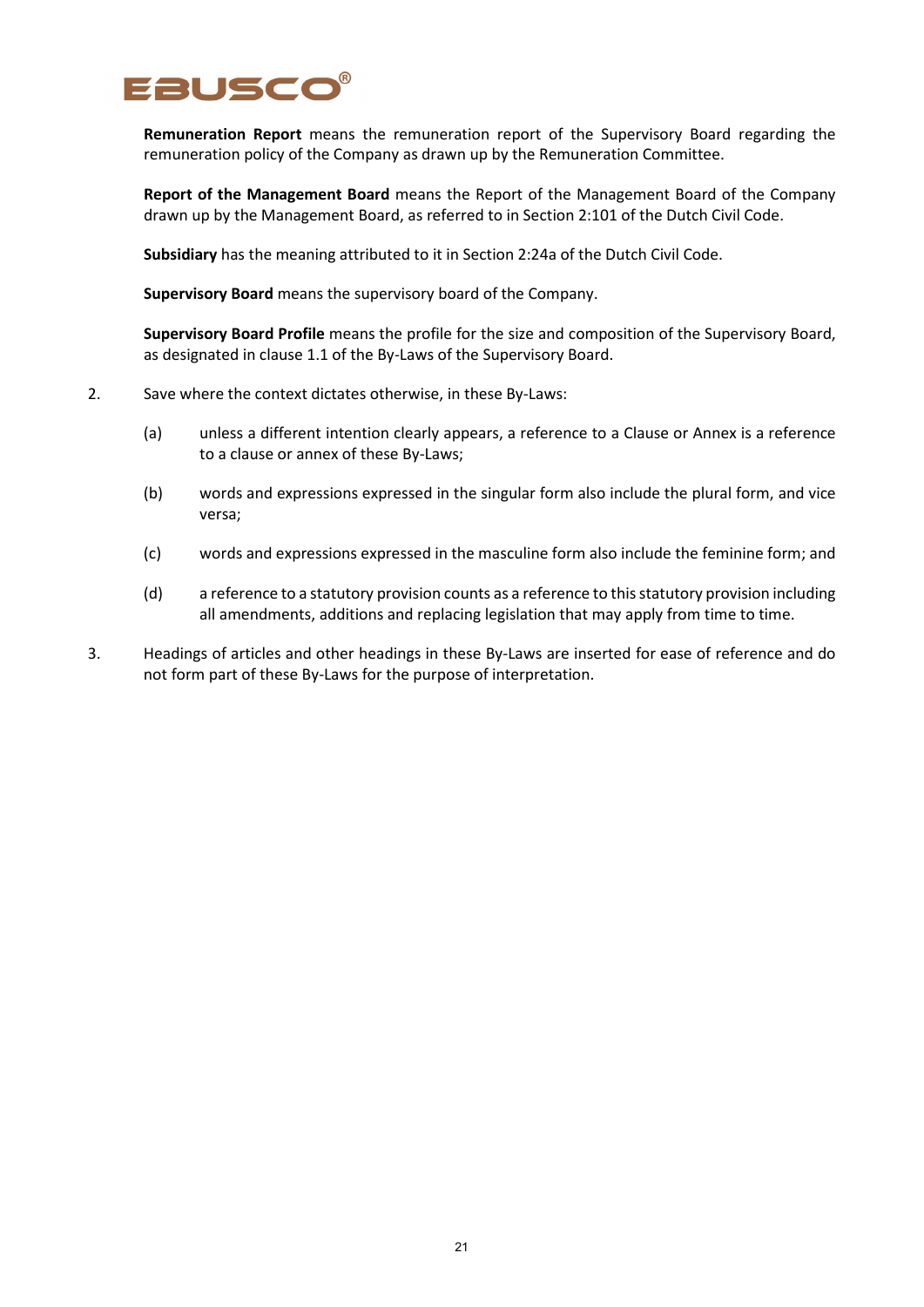**Remuneration Report** means the remuneration report of the Supervisory Board regarding the remuneration policy of the Company as drawn up by the Remuneration Committee.

**Report of the Management Board** means the Report of the Management Board of the Company drawn up by the Management Board, as referred to in Section 2:101 of the Dutch Civil Code.

**Subsidiary** has the meaning attributed to it in Section 2:24a of the Dutch Civil Code.

**Supervisory Board** means the supervisory board of the Company.

**Supervisory Board Profile** means the profile for the size and composition of the Supervisory Board, as designated in clause 1.1 of the By-Laws of the Supervisory Board.

2. Save where the context dictates otherwise, in these By-Laws:

   (a) unless a different intention clearly appears, a reference to a Clause or Annex is a reference to a clause or annex of these By-Laws;

   (b) words and expressions expressed in the singular form also include the plural form, and vice versa;

   (c) words and expressions expressed in the masculine form also include the feminine form; and

   (d) a reference to a statutory provision counts as a reference to this statutory provision including all amendments, additions and replacing legislation that may apply from time to time.

3. Headings of articles and other headings in these By-Laws are inserted for ease of reference and do not form part of these By-Laws for the purpose of interpretation.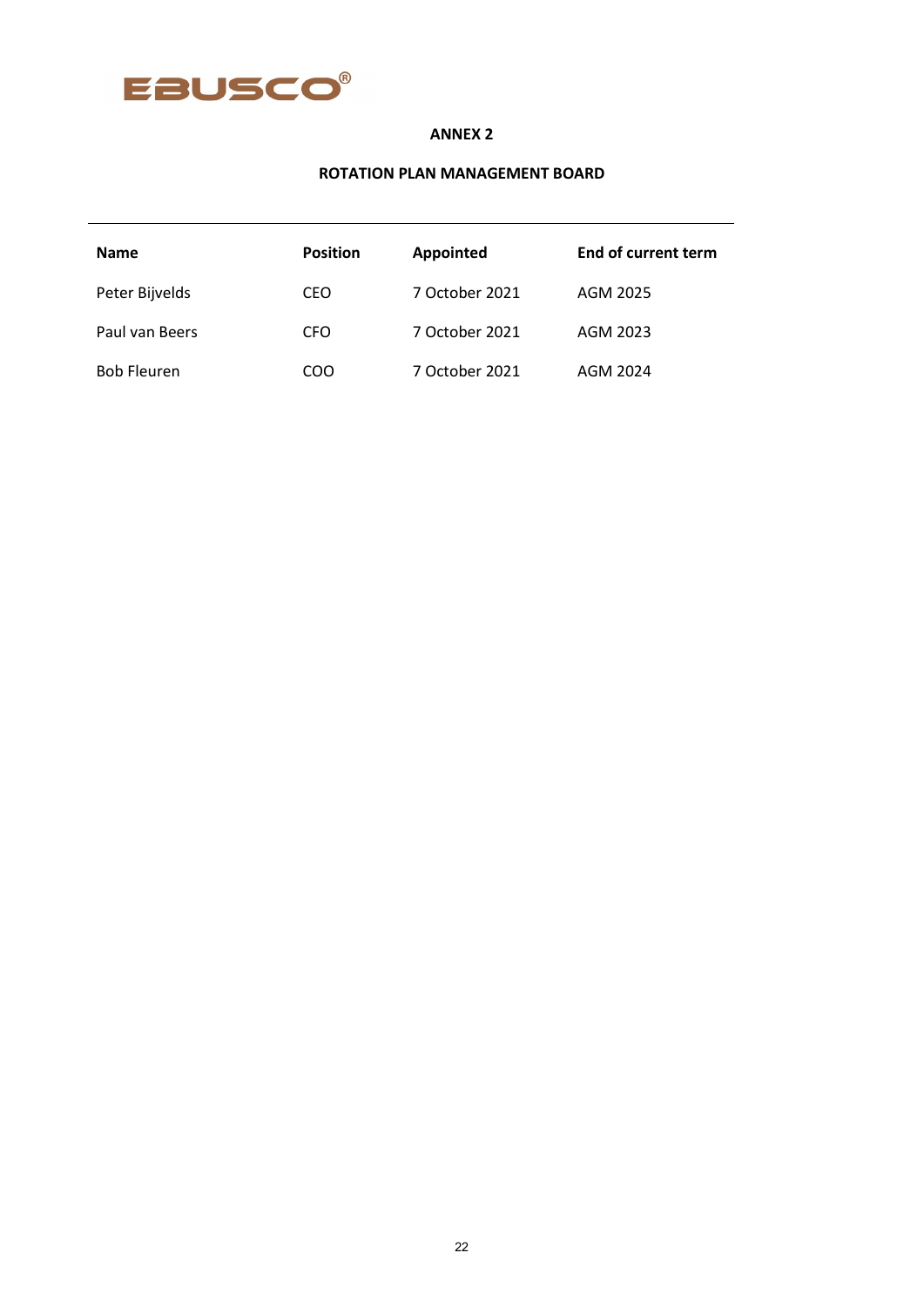**ANNEX 2**

**ROTATION PLAN MANAGEMENT BOARD**

| Name | Position | Appointed | End of current term |
|---|---|---|---|
| Peter Bijvelds | CEO | 7 October 2021 | AGM 2025 |
| Paul van Beers | CFO | 7 October 2021 | AGM 2023 |
| Bob Fleuren | COO | 7 October 2021 | AGM 2024 |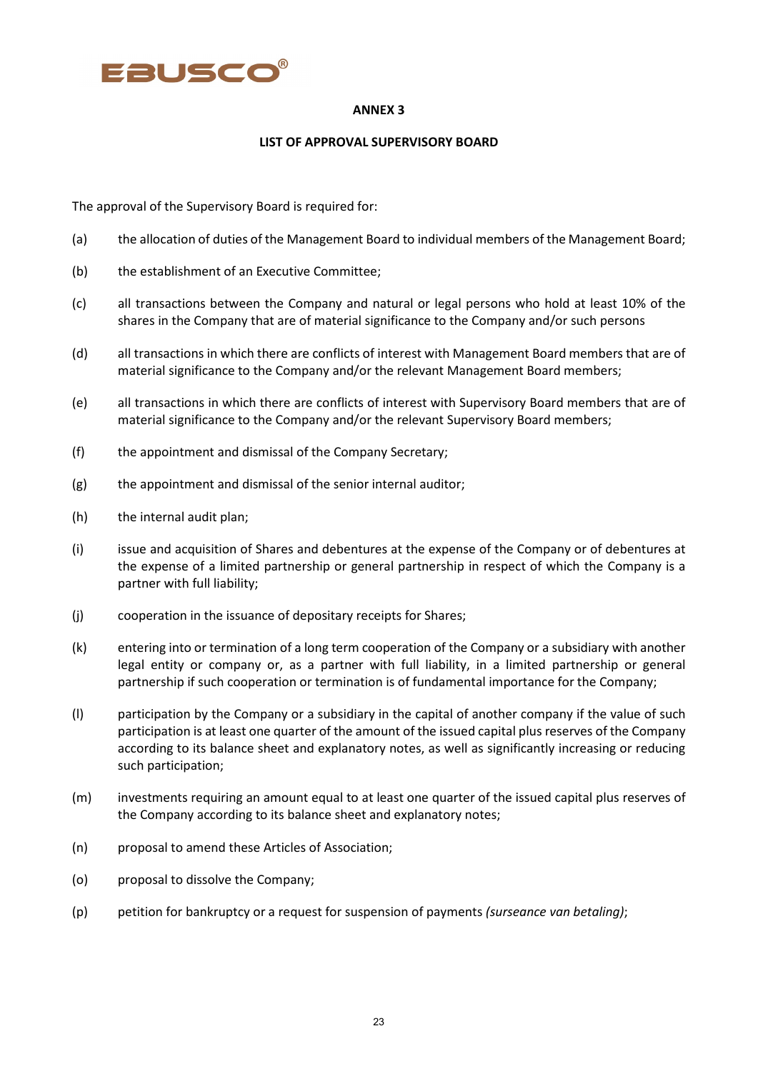## ANNEX 3

### LIST OF APPROVAL SUPERVISORY BOARD

The approval of the Supervisory Board is required for:

(a) the allocation of duties of the Management Board to individual members of the Management Board;

(b) the establishment of an Executive Committee;

(c) all transactions between the Company and natural or legal persons who hold at least 10% of the shares in the Company that are of material significance to the Company and/or such persons

(d) all transactions in which there are conflicts of interest with Management Board members that are of material significance to the Company and/or the relevant Management Board members;

(e) all transactions in which there are conflicts of interest with Supervisory Board members that are of material significance to the Company and/or the relevant Supervisory Board members;

(f) the appointment and dismissal of the Company Secretary;

(g) the appointment and dismissal of the senior internal auditor;

(h) the internal audit plan;

(i) issue and acquisition of Shares and debentures at the expense of the Company or of debentures at the expense of a limited partnership or general partnership in respect of which the Company is a partner with full liability;

(j) cooperation in the issuance of depositary receipts for Shares;

(k) entering into or termination of a long term cooperation of the Company or a subsidiary with another legal entity or company or, as a partner with full liability, in a limited partnership or general partnership if such cooperation or termination is of fundamental importance for the Company;

(l) participation by the Company or a subsidiary in the capital of another company if the value of such participation is at least one quarter of the amount of the issued capital plus reserves of the Company according to its balance sheet and explanatory notes, as well as significantly increasing or reducing such participation;

(m) investments requiring an amount equal to at least one quarter of the issued capital plus reserves of the Company according to its balance sheet and explanatory notes;

(n) proposal to amend these Articles of Association;

(o) proposal to dissolve the Company;

(p) petition for bankruptcy or a request for suspension of payments *(surseance van betaling)*;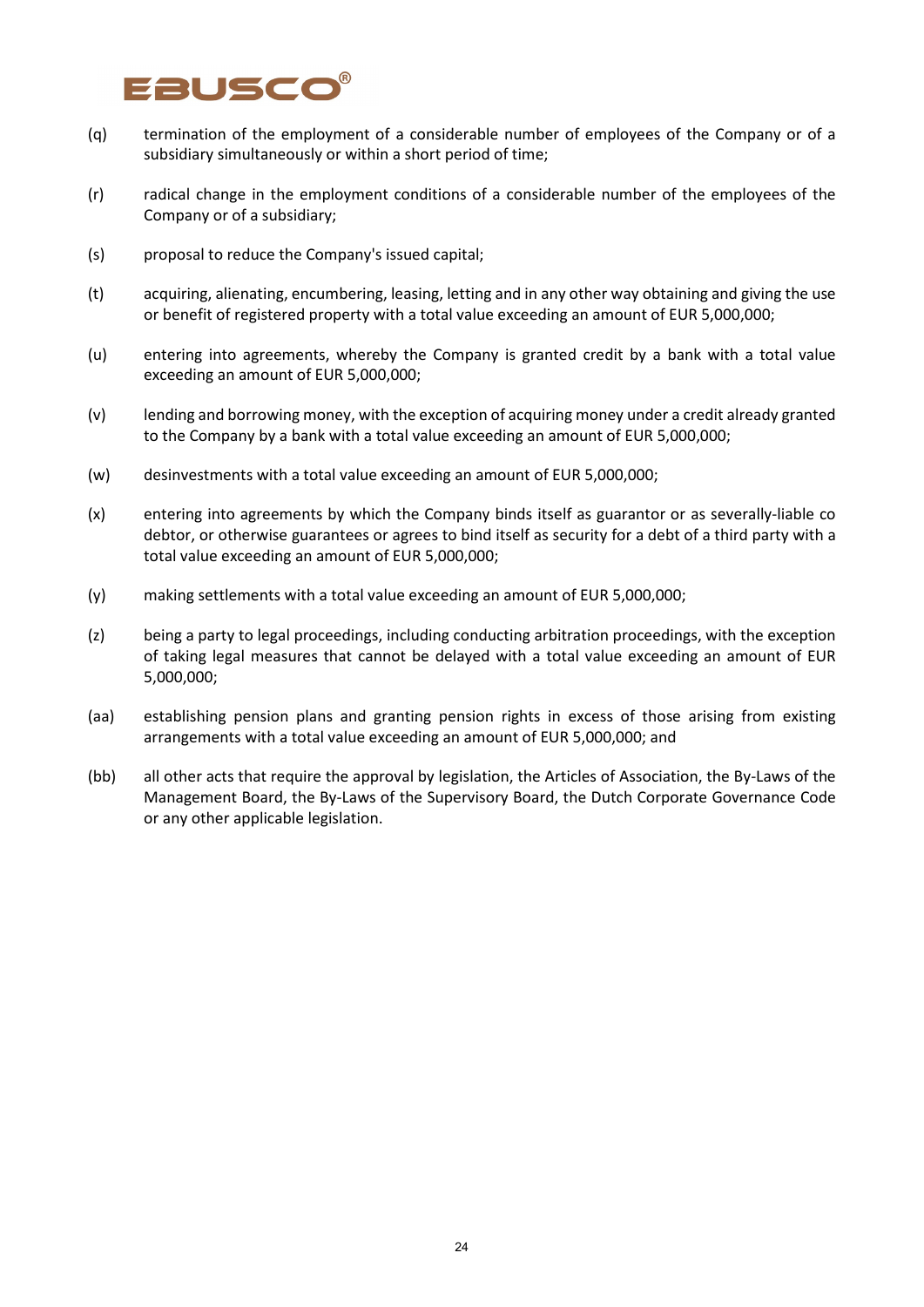(q) termination of the employment of a considerable number of employees of the Company or of a subsidiary simultaneously or within a short period of time;

(r) radical change in the employment conditions of a considerable number of the employees of the Company or of a subsidiary;

(s) proposal to reduce the Company's issued capital;

(t) acquiring, alienating, encumbering, leasing, letting and in any other way obtaining and giving the use or benefit of registered property with a total value exceeding an amount of EUR 5,000,000;

(u) entering into agreements, whereby the Company is granted credit by a bank with a total value exceeding an amount of EUR 5,000,000;

(v) lending and borrowing money, with the exception of acquiring money under a credit already granted to the Company by a bank with a total value exceeding an amount of EUR 5,000,000;

(w) desinvestments with a total value exceeding an amount of EUR 5,000,000;

(x) entering into agreements by which the Company binds itself as guarantor or as severally-liable co debtor, or otherwise guarantees or agrees to bind itself as security for a debt of a third party with a total value exceeding an amount of EUR 5,000,000;

(y) making settlements with a total value exceeding an amount of EUR 5,000,000;

(z) being a party to legal proceedings, including conducting arbitration proceedings, with the exception of taking legal measures that cannot be delayed with a total value exceeding an amount of EUR 5,000,000;

(aa) establishing pension plans and granting pension rights in excess of those arising from existing arrangements with a total value exceeding an amount of EUR 5,000,000; and

(bb) all other acts that require the approval by legislation, the Articles of Association, the By-Laws of the Management Board, the By-Laws of the Supervisory Board, the Dutch Corporate Governance Code or any other applicable legislation.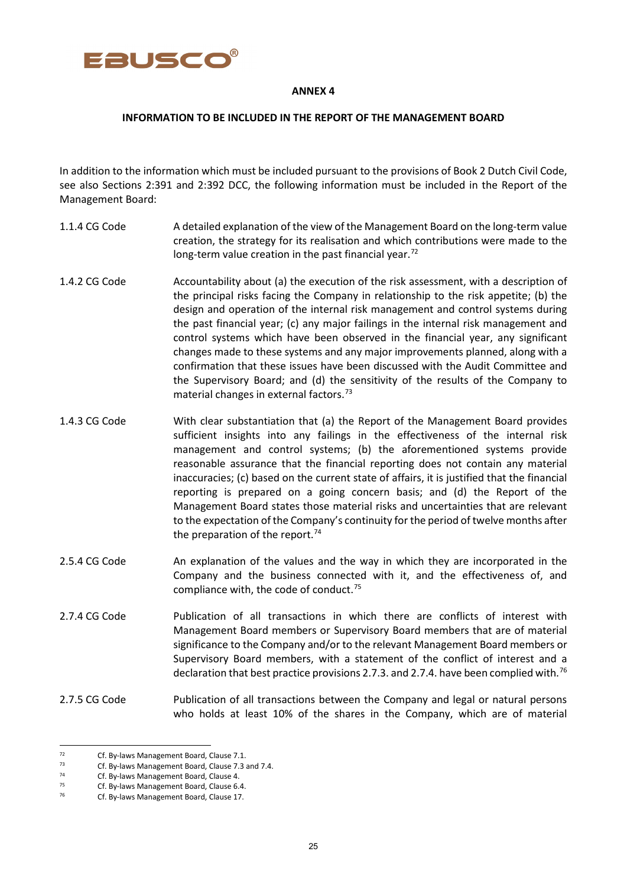**ANNEX 4**

**INFORMATION TO BE INCLUDED IN THE REPORT OF THE MANAGEMENT BOARD**

In addition to the information which must be included pursuant to the provisions of Book 2 Dutch Civil Code, see also Sections 2:391 and 2:392 DCC, the following information must be included in the Report of the Management Board:

| | |
|---|---|
| 1.1.4 CG Code | A detailed explanation of the view of the Management Board on the long-term value creation, the strategy for its realisation and which contributions were made to the long-term value creation in the past financial year.[72] |
| 1.4.2 CG Code | Accountability about (a) the execution of the risk assessment, with a description of the principal risks facing the Company in relationship to the risk appetite; (b) the design and operation of the internal risk management and control systems during the past financial year; (c) any major failings in the internal risk management and control systems which have been observed in the financial year, any significant changes made to these systems and any major improvements planned, along with a confirmation that these issues have been discussed with the Audit Committee and the Supervisory Board; and (d) the sensitivity of the results of the Company to material changes in external factors.[73] |
| 1.4.3 CG Code | With clear substantiation that (a) the Report of the Management Board provides sufficient insights into any failings in the effectiveness of the internal risk management and control systems; (b) the aforementioned systems provide reasonable assurance that the financial reporting does not contain any material inaccuracies; (c) based on the current state of affairs, it is justified that the financial reporting is prepared on a going concern basis; and (d) the Report of the Management Board states those material risks and uncertainties that are relevant to the expectation of the Company's continuity for the period of twelve months after the preparation of the report.[74] |
| 2.5.4 CG Code | An explanation of the values and the way in which they are incorporated in the Company and the business connected with it, and the effectiveness of, and compliance with, the code of conduct.[75] |
| 2.7.4 CG Code | Publication of all transactions in which there are conflicts of interest with Management Board members or Supervisory Board members that are of material significance to the Company and/or to the relevant Management Board members or Supervisory Board members, with a statement of the conflict of interest and a declaration that best practice provisions 2.7.3. and 2.7.4. have been complied with.[76] |
| 2.7.5 CG Code | Publication of all transactions between the Company and legal or natural persons who holds at least 10% of the shares in the Company, which are of material |

[72] Cf. By-laws Management Board, Clause 7.1.

[73] Cf. By-laws Management Board, Clause 7.3 and 7.4.

[74] Cf. By-laws Management Board, Clause 4.

[75] Cf. By-laws Management Board, Clause 6.4.

[76] Cf. By-laws Management Board, Clause 17.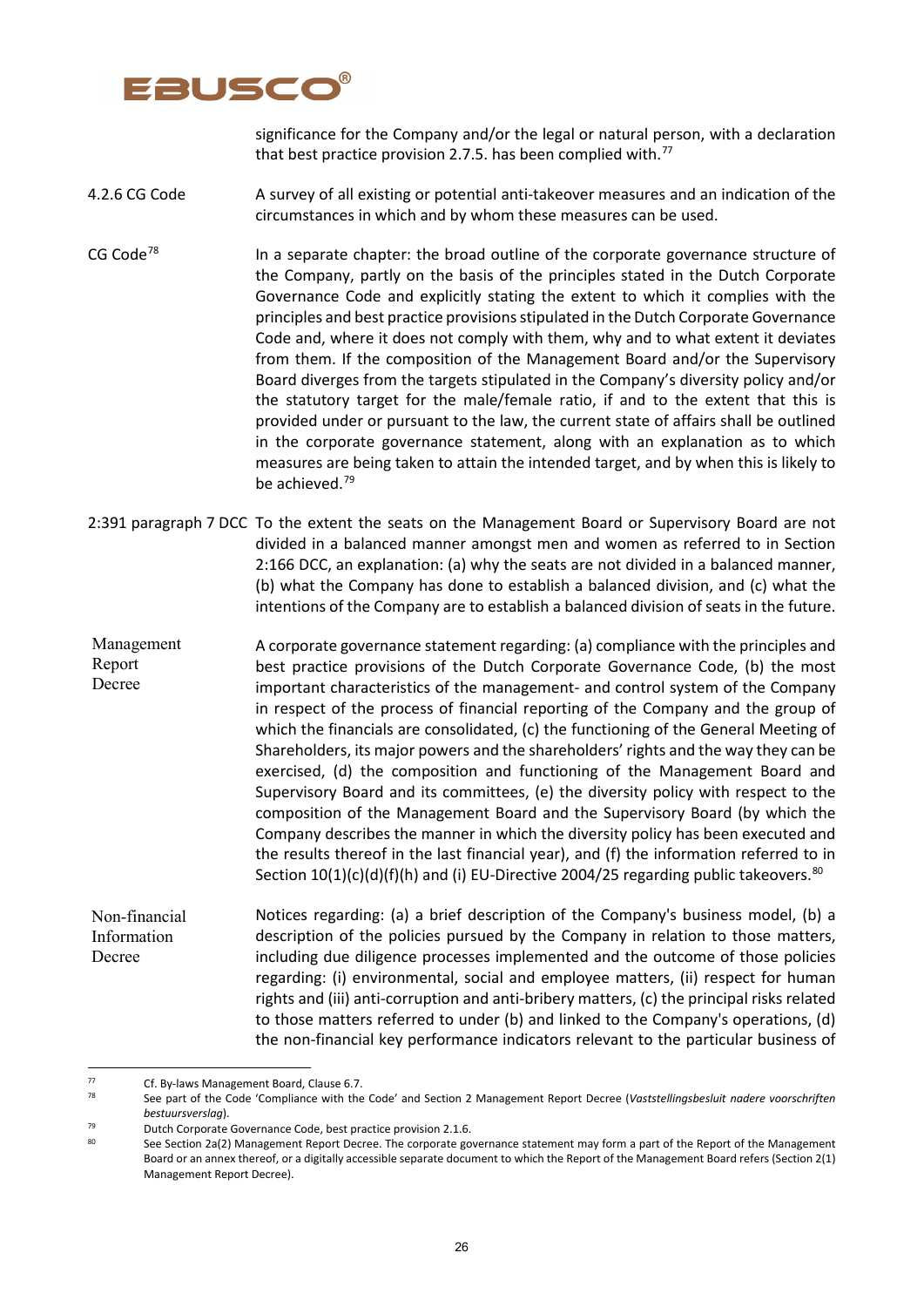significance for the Company and/or the legal or natural person, with a declaration that best practice provision 2.7.5. has been complied with.[77]

| | |
|---|---|
| 4.2.6 CG Code | A survey of all existing or potential anti-takeover measures and an indication of the circumstances in which and by whom these measures can be used. |
| CG Code[78] | In a separate chapter: the broad outline of the corporate governance structure of the Company, partly on the basis of the principles stated in the Dutch Corporate Governance Code and explicitly stating the extent to which it complies with the principles and best practice provisions stipulated in the Dutch Corporate Governance Code and, where it does not comply with them, why and to what extent it deviates from them. If the composition of the Management Board and/or the Supervisory Board diverges from the targets stipulated in the Company's diversity policy and/or the statutory target for the male/female ratio, if and to the extent that this is provided under or pursuant to the law, the current state of affairs shall be outlined in the corporate governance statement, along with an explanation as to which measures are being taken to attain the intended target, and by when this is likely to be achieved.[79] |
| 2:391 paragraph 7 DCC | To the extent the seats on the Management Board or Supervisory Board are not divided in a balanced manner amongst men and women as referred to in Section 2:166 DCC, an explanation: (a) why the seats are not divided in a balanced manner, (b) what the Company has done to establish a balanced division, and (c) what the intentions of the Company are to establish a balanced division of seats in the future. |
| Management Report Decree | A corporate governance statement regarding: (a) compliance with the principles and best practice provisions of the Dutch Corporate Governance Code, (b) the most important characteristics of the management- and control system of the Company in respect of the process of financial reporting of the Company and the group of which the financials are consolidated, (c) the functioning of the General Meeting of Shareholders, its major powers and the shareholders' rights and the way they can be exercised, (d) the composition and functioning of the Management Board and Supervisory Board and its committees, (e) the diversity policy with respect to the composition of the Management Board and the Supervisory Board (by which the Company describes the manner in which the diversity policy has been executed and the results thereof in the last financial year), and (f) the information referred to in Section 10(1)(c)(d)(f)(h) and (i) EU-Directive 2004/25 regarding public takeovers.[80] |
| Non-financial Information Decree | Notices regarding: (a) a brief description of the Company's business model, (b) a description of the policies pursued by the Company in relation to those matters, including due diligence processes implemented and the outcome of those policies regarding: (i) environmental, social and employee matters, (ii) respect for human rights and (iii) anti-corruption and anti-bribery matters, (c) the principal risks related to those matters referred to under (b) and linked to the Company's operations, (d) the non-financial key performance indicators relevant to the particular business of |

---

[77] Cf. By-laws Management Board, Clause 6.7.

[78] See part of the Code 'Compliance with the Code' and Section 2 Management Report Decree (*Vaststellingsbesluit nadere voorschriften bestuursverslag*).

[79] Dutch Corporate Governance Code, best practice provision 2.1.6.

[80] See Section 2a(2) Management Report Decree. The corporate governance statement may form a part of the Report of the Management Board or an annex thereof, or a digitally accessible separate document to which the Report of the Management Board refers (Section 2(1) Management Report Decree).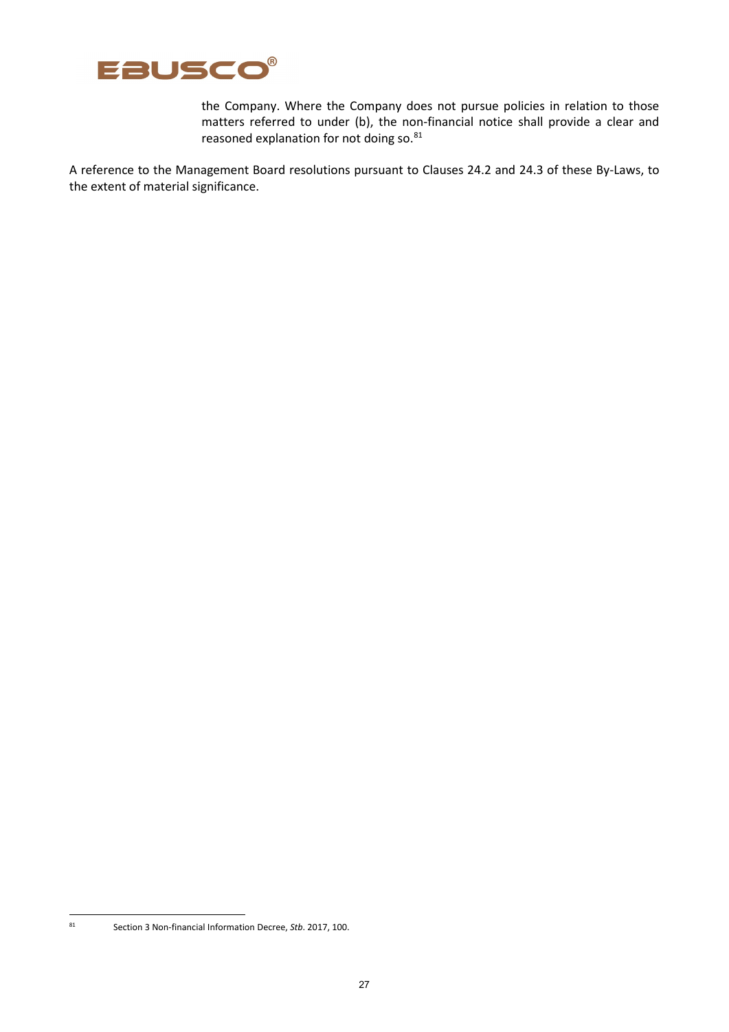the Company. Where the Company does not pursue policies in relation to those matters referred to under (b), the non-financial notice shall provide a clear and reasoned explanation for not doing so.[81]

A reference to the Management Board resolutions pursuant to Clauses 24.2 and 24.3 of these By-Laws, to the extent of material significance.

[81] Section 3 Non-financial Information Decree, *Stb*. 2017, 100.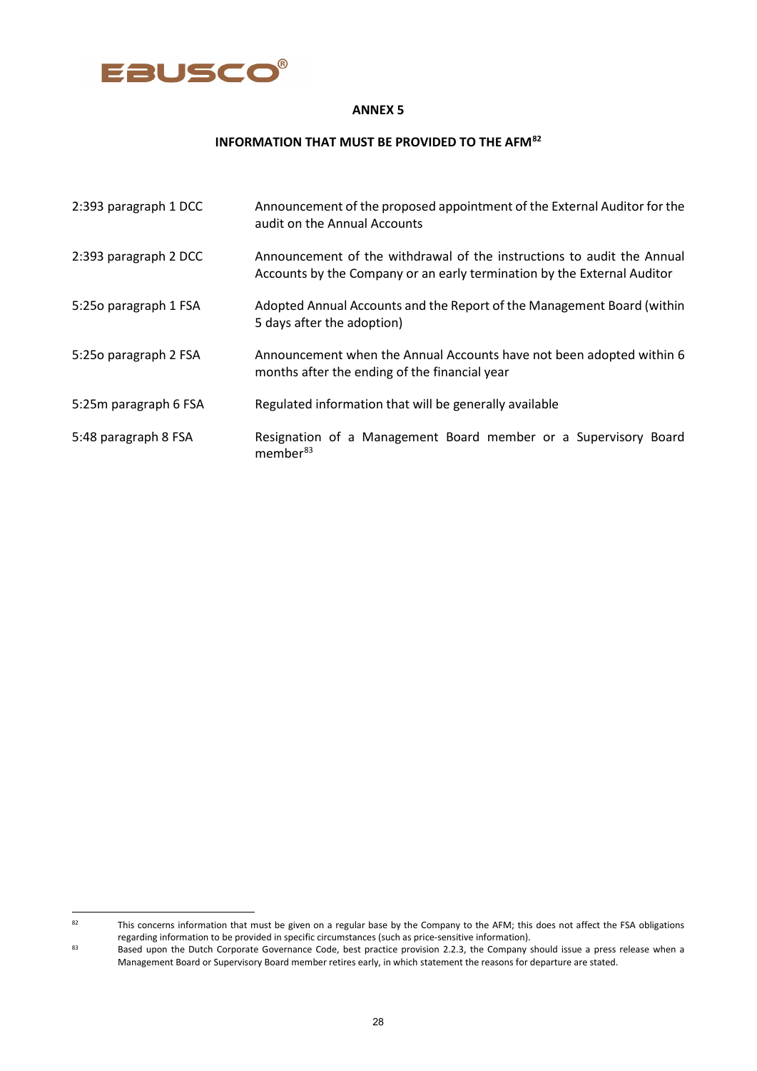## ANNEX 5

### INFORMATION THAT MUST BE PROVIDED TO THE AFM[82]

| | |
|---|---|
| 2:393 paragraph 1 DCC | Announcement of the proposed appointment of the External Auditor for the audit on the Annual Accounts |
| 2:393 paragraph 2 DCC | Announcement of the withdrawal of the instructions to audit the Annual Accounts by the Company or an early termination by the External Auditor |
| 5:25o paragraph 1 FSA | Adopted Annual Accounts and the Report of the Management Board (within 5 days after the adoption) |
| 5:25o paragraph 2 FSA | Announcement when the Annual Accounts have not been adopted within 6 months after the ending of the financial year |
| 5:25m paragraph 6 FSA | Regulated information that will be generally available |
| 5:48 paragraph 8 FSA | Resignation of a Management Board member or a Supervisory Board member[83] |

[82] This concerns information that must be given on a regular base by the Company to the AFM; this does not affect the FSA obligations regarding information to be provided in specific circumstances (such as price-sensitive information).

[83] Based upon the Dutch Corporate Governance Code, best practice provision 2.2.3, the Company should issue a press release when a Management Board or Supervisory Board member retires early, in which statement the reasons for departure are stated.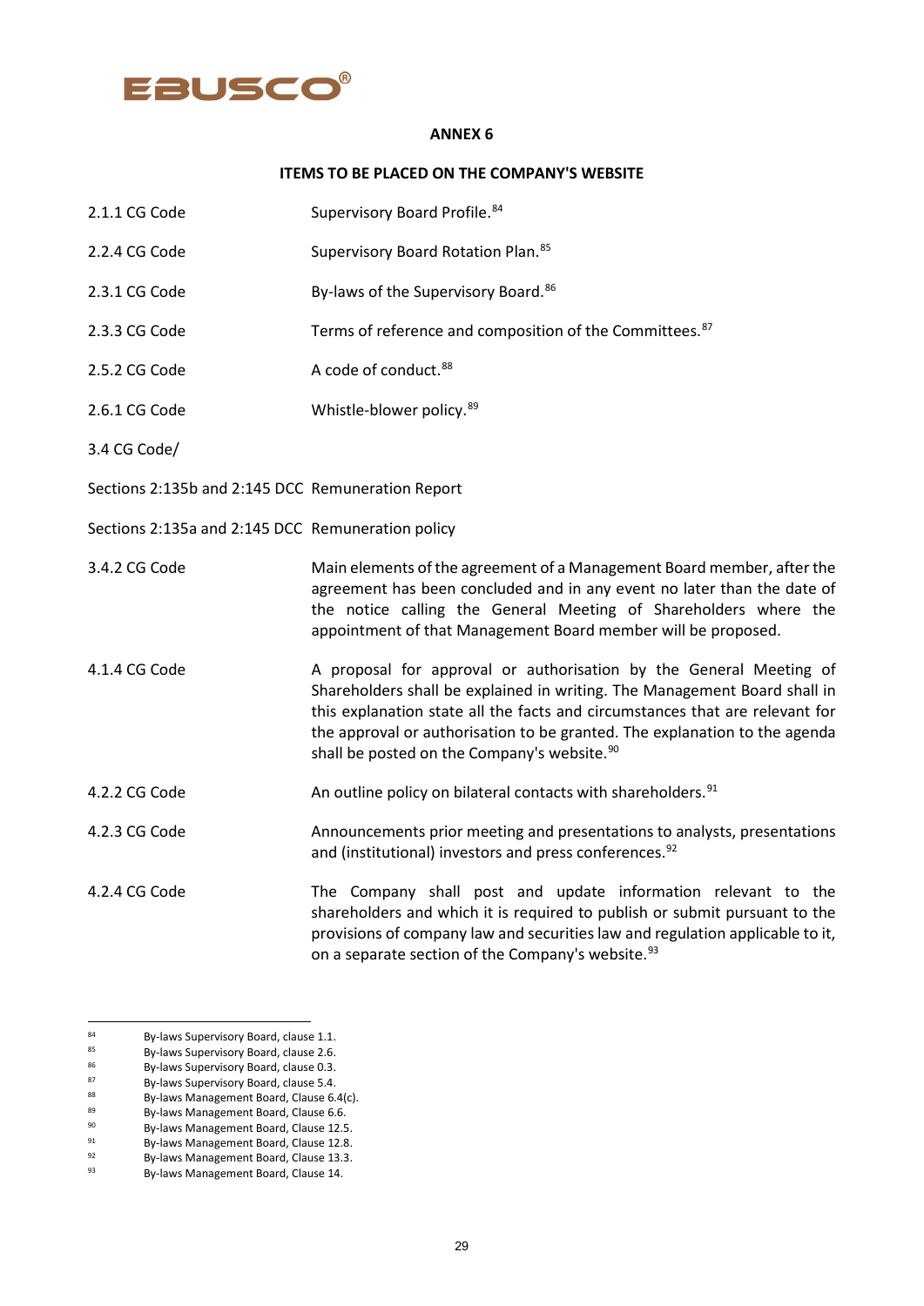EBUSCO®

**ANNEX 6**

**ITEMS TO BE PLACED ON THE COMPANY'S WEBSITE**

| | |
|---|---|
| 2.1.1 CG Code | Supervisory Board Profile.[84] |
| 2.2.4 CG Code | Supervisory Board Rotation Plan.[85] |
| 2.3.1 CG Code | By-laws of the Supervisory Board.[86] |
| 2.3.3 CG Code | Terms of reference and composition of the Committees.[87] |
| 2.5.2 CG Code | A code of conduct.[88] |
| 2.6.1 CG Code | Whistle-blower policy.[89] |
| 3.4 CG Code/ | |
| Sections 2:135b and 2:145 DCC | Remuneration Report |
| Sections 2:135a and 2:145 DCC | Remuneration policy |
| 3.4.2 CG Code | Main elements of the agreement of a Management Board member, after the agreement has been concluded and in any event no later than the date of the notice calling the General Meeting of Shareholders where the appointment of that Management Board member will be proposed. |
| 4.1.4 CG Code | A proposal for approval or authorisation by the General Meeting of Shareholders shall be explained in writing. The Management Board shall in this explanation state all the facts and circumstances that are relevant for the approval or authorisation to be granted. The explanation to the agenda shall be posted on the Company's website.[90] |
| 4.2.2 CG Code | An outline policy on bilateral contacts with shareholders.[91] |
| 4.2.3 CG Code | Announcements prior meeting and presentations to analysts, presentations and (institutional) investors and press conferences.[92] |
| 4.2.4 CG Code | The Company shall post and update information relevant to the shareholders and which it is required to publish or submit pursuant to the provisions of company law and securities law and regulation applicable to it, on a separate section of the Company's website.[93] |

---

[84] By-laws Supervisory Board, clause 1.1.
[85] By-laws Supervisory Board, clause 2.6.
[86] By-laws Supervisory Board, clause 0.3.
[87] By-laws Supervisory Board, clause 5.4.
[88] By-laws Management Board, Clause 6.4(c).
[89] By-laws Management Board, Clause 6.6.
[90] By-laws Management Board, Clause 12.5.
[91] By-laws Management Board, Clause 12.8.
[92] By-laws Management Board, Clause 13.3.
[93] By-laws Management Board, Clause 14.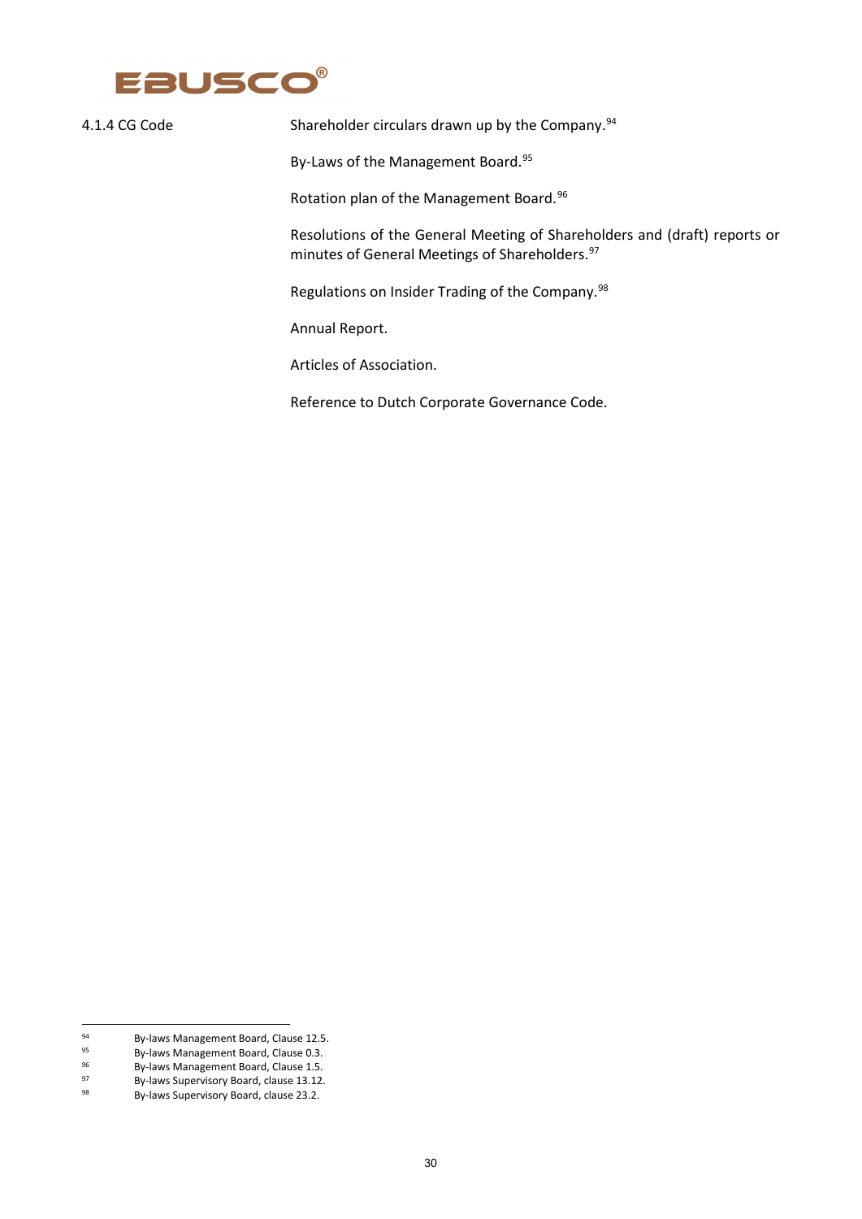4.1.4 CG Code

Shareholder circulars drawn up by the Company.[94]

By-Laws of the Management Board.[95]

Rotation plan of the Management Board.[96]

Resolutions of the General Meeting of Shareholders and (draft) reports or minutes of General Meetings of Shareholders.[97]

Regulations on Insider Trading of the Company.[98]

Annual Report.

Articles of Association.

Reference to Dutch Corporate Governance Code.

---

[94] By-laws Management Board, Clause 12.5.

[95] By-laws Management Board, Clause 0.3.

[96] By-laws Management Board, Clause 1.5.

[97] By-laws Supervisory Board, clause 13.12.

[98] By-laws Supervisory Board, clause 23.2.